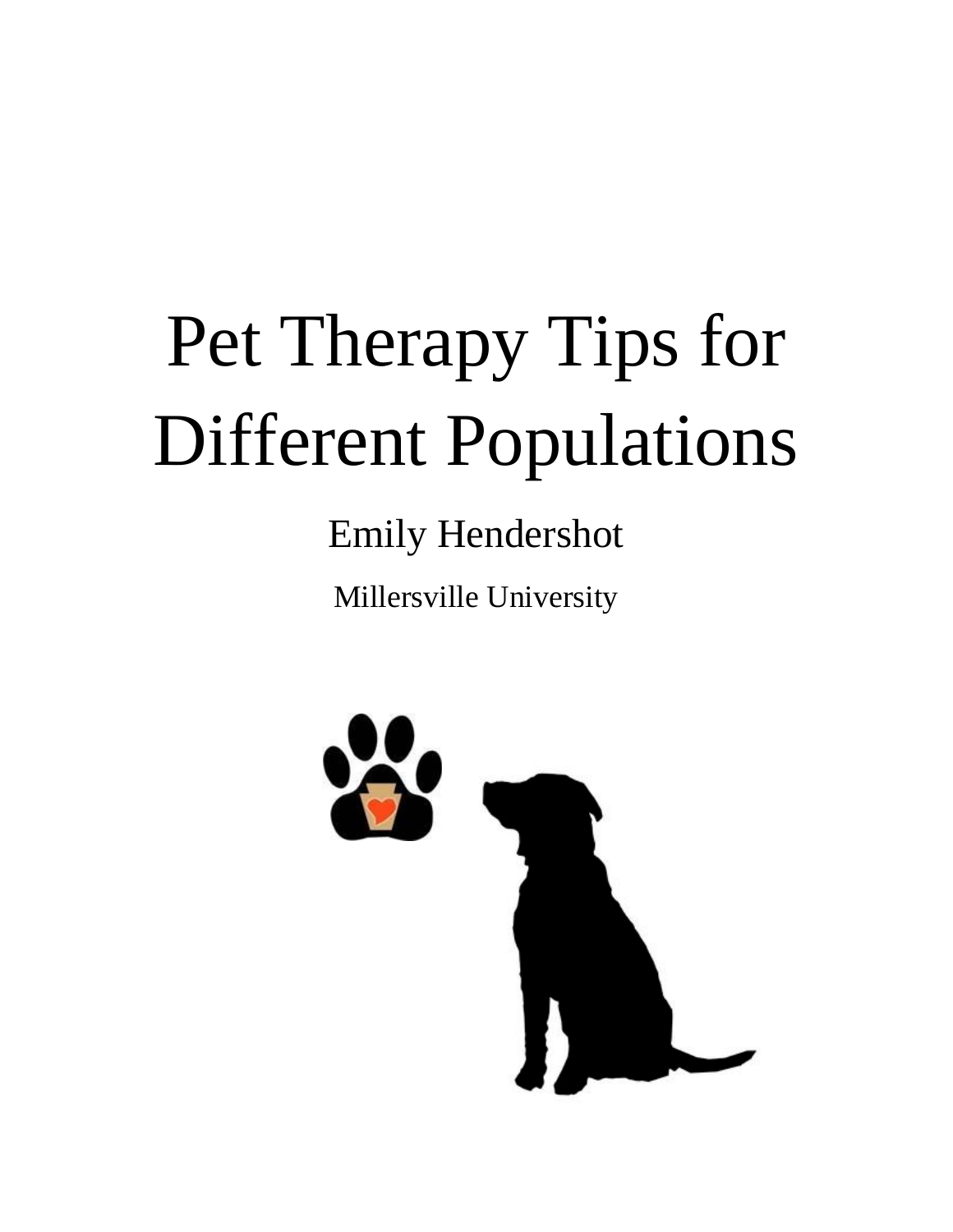# Pet Therapy Tips for Different Populations

Emily Hendershot

Millersville University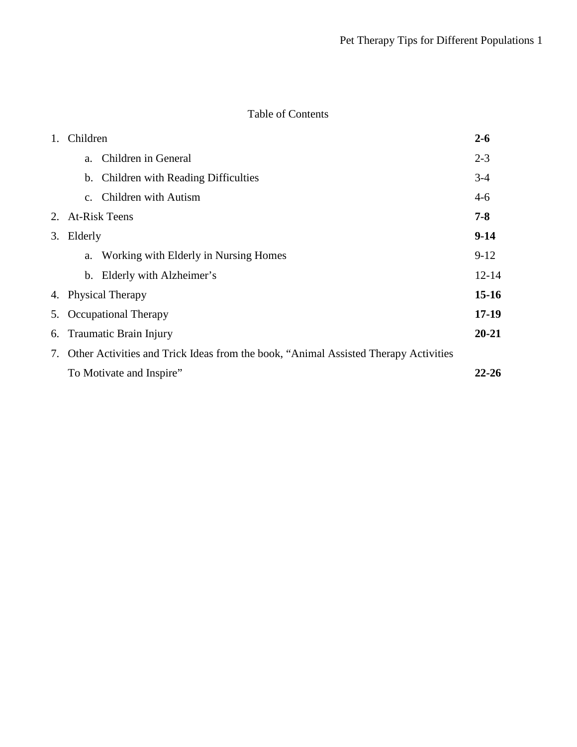# Table of Contents

1. Children **2-6**
   a. Children in General 2-3
   b. Children with Reading Difficulties 3-4
   c. Children with Autism 4-6
2. At-Risk Teens **7-8**
3. Elderly **9-14**
   a. Working with Elderly in Nursing Homes 9-12
   b. Elderly with Alzheimer's 12-14
4. Physical Therapy **15-16**
5. Occupational Therapy **17-19**
6. Traumatic Brain Injury **20-21**
7. Other Activities and Trick Ideas from the book, "Animal Assisted Therapy Activities To Motivate and Inspire" **22-26**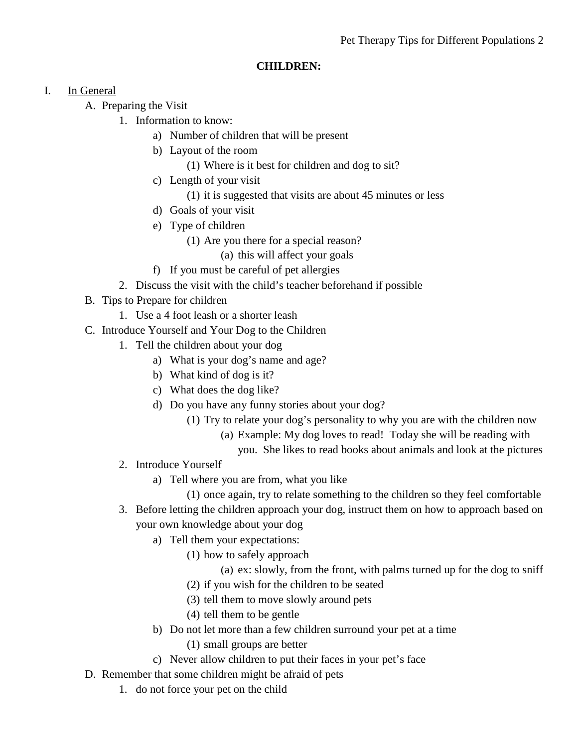## CHILDREN:

I. <u>In General</u>
   - A. Preparing the Visit
     - 1. Information to know:
       - a) Number of children that will be present
       - b) Layout of the room
         - (1) Where is it best for children and dog to sit?
       - c) Length of your visit
         - (1) it is suggested that visits are about 45 minutes or less
       - d) Goals of your visit
       - e) Type of children
         - (1) Are you there for a special reason?
           - (a) this will affect your goals
       - f) If you must be careful of pet allergies
     - 2. Discuss the visit with the child's teacher beforehand if possible
   - B. Tips to Prepare for children
     - 1. Use a 4 foot leash or a shorter leash
   - C. Introduce Yourself and Your Dog to the Children
     - 1. Tell the children about your dog
       - a) What is your dog's name and age?
       - b) What kind of dog is it?
       - c) What does the dog like?
       - d) Do you have any funny stories about your dog?
         - (1) Try to relate your dog's personality to why you are with the children now
           - (a) Example: My dog loves to read! Today she will be reading with you. She likes to read books about animals and look at the pictures
     - 2. Introduce Yourself
       - a) Tell where you are from, what you like
         - (1) once again, try to relate something to the children so they feel comfortable
     - 3. Before letting the children approach your dog, instruct them on how to approach based on your own knowledge about your dog
       - a) Tell them your expectations:
         - (1) how to safely approach
           - (a) ex: slowly, from the front, with palms turned up for the dog to sniff
         - (2) if you wish for the children to be seated
         - (3) tell them to move slowly around pets
         - (4) tell them to be gentle
       - b) Do not let more than a few children surround your pet at a time
         - (1) small groups are better
       - c) Never allow children to put their faces in your pet's face
   - D. Remember that some children might be afraid of pets
     - 1. do not force your pet on the child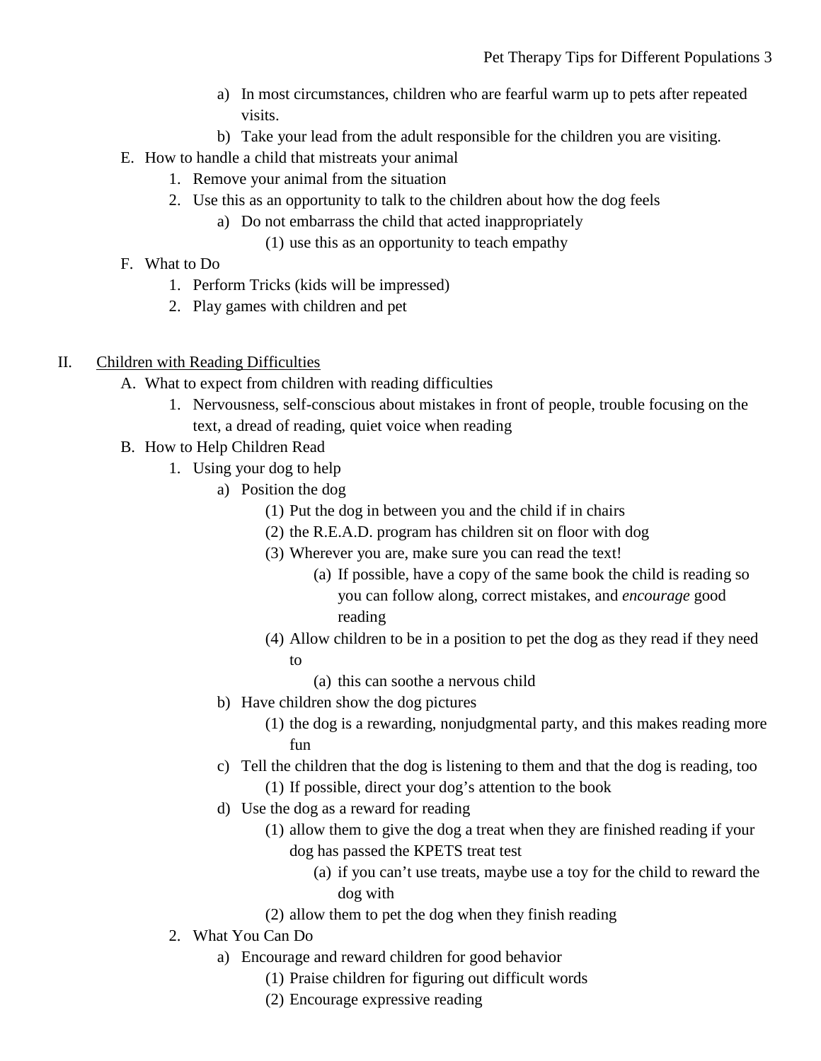a) In most circumstances, children who are fearful warm up to pets after repeated visits.
b) Take your lead from the adult responsible for the children you are visiting.

E. How to handle a child that mistreats your animal
   1. Remove your animal from the situation
   2. Use this as an opportunity to talk to the children about how the dog feels
      a) Do not embarrass the child that acted inappropriately
         (1) use this as an opportunity to teach empathy

F. What to Do
   1. Perform Tricks (kids will be impressed)
   2. Play games with children and pet

II. <u>Children with Reading Difficulties</u>

A. What to expect from children with reading difficulties
   1. Nervousness, self-conscious about mistakes in front of people, trouble focusing on the text, a dread of reading, quiet voice when reading

B. How to Help Children Read
   1. Using your dog to help
      a) Position the dog
         (1) Put the dog in between you and the child if in chairs
         (2) the R.E.A.D. program has children sit on floor with dog
         (3) Wherever you are, make sure you can read the text!
            (a) If possible, have a copy of the same book the child is reading so you can follow along, correct mistakes, and *encourage* good reading
         (4) Allow children to be in a position to pet the dog as they read if they need to
            (a) this can soothe a nervous child
      b) Have children show the dog pictures
         (1) the dog is a rewarding, nonjudgmental party, and this makes reading more fun
      c) Tell the children that the dog is listening to them and that the dog is reading, too
         (1) If possible, direct your dog's attention to the book
      d) Use the dog as a reward for reading
         (1) allow them to give the dog a treat when they are finished reading if your dog has passed the KPETS treat test
            (a) if you can't use treats, maybe use a toy for the child to reward the dog with
         (2) allow them to pet the dog when they finish reading
   2. What You Can Do
      a) Encourage and reward children for good behavior
         (1) Praise children for figuring out difficult words
         (2) Encourage expressive reading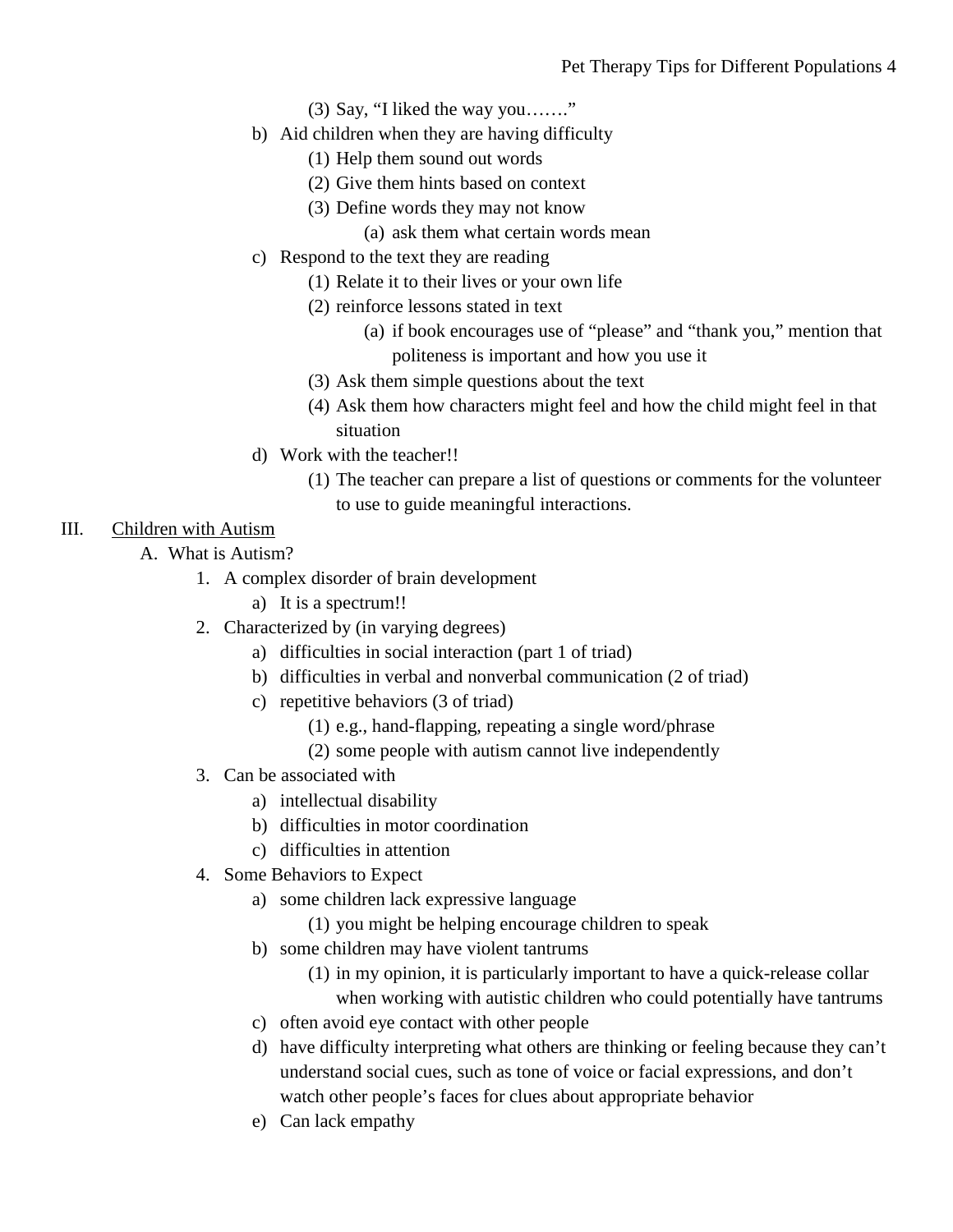(3) Say, "I liked the way you……."

b) Aid children when they are having difficulty
   (1) Help them sound out words
   (2) Give them hints based on context
   (3) Define words they may not know
      (a) ask them what certain words mean

c) Respond to the text they are reading
   (1) Relate it to their lives or your own life
   (2) reinforce lessons stated in text
      (a) if book encourages use of "please" and "thank you," mention that politeness is important and how you use it
   (3) Ask them simple questions about the text
   (4) Ask them how characters might feel and how the child might feel in that situation

d) Work with the teacher!!
   (1) The teacher can prepare a list of questions or comments for the volunteer to use to guide meaningful interactions.

III. <u>Children with Autism</u>

A. What is Autism?

1. A complex disorder of brain development
   a) It is a spectrum!!
2. Characterized by (in varying degrees)
   a) difficulties in social interaction (part 1 of triad)
   b) difficulties in verbal and nonverbal communication (2 of triad)
   c) repetitive behaviors (3 of triad)
      (1) e.g., hand-flapping, repeating a single word/phrase
      (2) some people with autism cannot live independently
3. Can be associated with
   a) intellectual disability
   b) difficulties in motor coordination
   c) difficulties in attention
4. Some Behaviors to Expect
   a) some children lack expressive language
      (1) you might be helping encourage children to speak
   b) some children may have violent tantrums
      (1) in my opinion, it is particularly important to have a quick-release collar when working with autistic children who could potentially have tantrums
   c) often avoid eye contact with other people
   d) have difficulty interpreting what others are thinking or feeling because they can't understand social cues, such as tone of voice or facial expressions, and don't watch other people's faces for clues about appropriate behavior
   e) Can lack empathy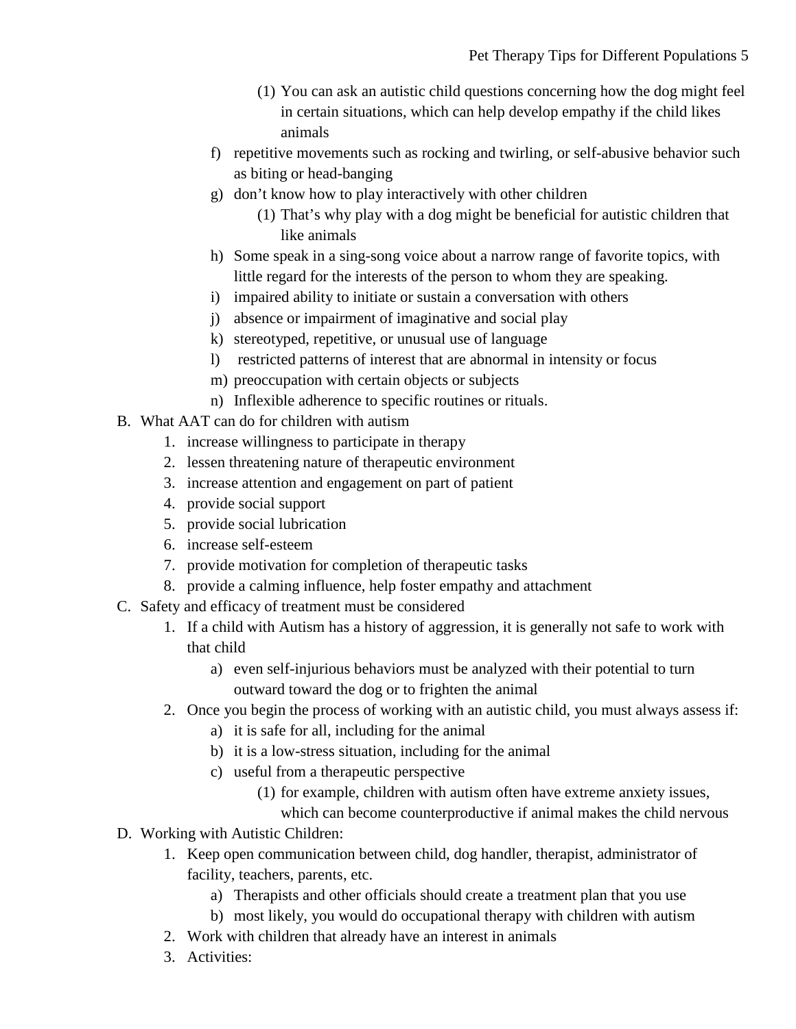- (1) You can ask an autistic child questions concerning how the dog might feel in certain situations, which can help develop empathy if the child likes animals
    - f) repetitive movements such as rocking and twirling, or self-abusive behavior such as biting or head-banging
    - g) don't know how to play interactively with other children
        - (1) That's why play with a dog might be beneficial for autistic children that like animals
    - h) Some speak in a sing-song voice about a narrow range of favorite topics, with little regard for the interests of the person to whom they are speaking.
    - i) impaired ability to initiate or sustain a conversation with others
    - j) absence or impairment of imaginative and social play
    - k) stereotyped, repetitive, or unusual use of language
    - l) restricted patterns of interest that are abnormal in intensity or focus
    - m) preoccupation with certain objects or subjects
    - n) Inflexible adherence to specific routines or rituals.

B. What AAT can do for children with autism
    1. increase willingness to participate in therapy
    2. lessen threatening nature of therapeutic environment
    3. increase attention and engagement on part of patient
    4. provide social support
    5. provide social lubrication
    6. increase self-esteem
    7. provide motivation for completion of therapeutic tasks
    8. provide a calming influence, help foster empathy and attachment

C. Safety and efficacy of treatment must be considered
    1. If a child with Autism has a history of aggression, it is generally not safe to work with that child
        - a) even self-injurious behaviors must be analyzed with their potential to turn outward toward the dog or to frighten the animal
    2. Once you begin the process of working with an autistic child, you must always assess if:
        - a) it is safe for all, including for the animal
        - b) it is a low-stress situation, including for the animal
        - c) useful from a therapeutic perspective
            - (1) for example, children with autism often have extreme anxiety issues, which can become counterproductive if animal makes the child nervous

D. Working with Autistic Children:
    1. Keep open communication between child, dog handler, therapist, administrator of facility, teachers, parents, etc.
        - a) Therapists and other officials should create a treatment plan that you use
        - b) most likely, you would do occupational therapy with children with autism
    2. Work with children that already have an interest in animals
    3. Activities: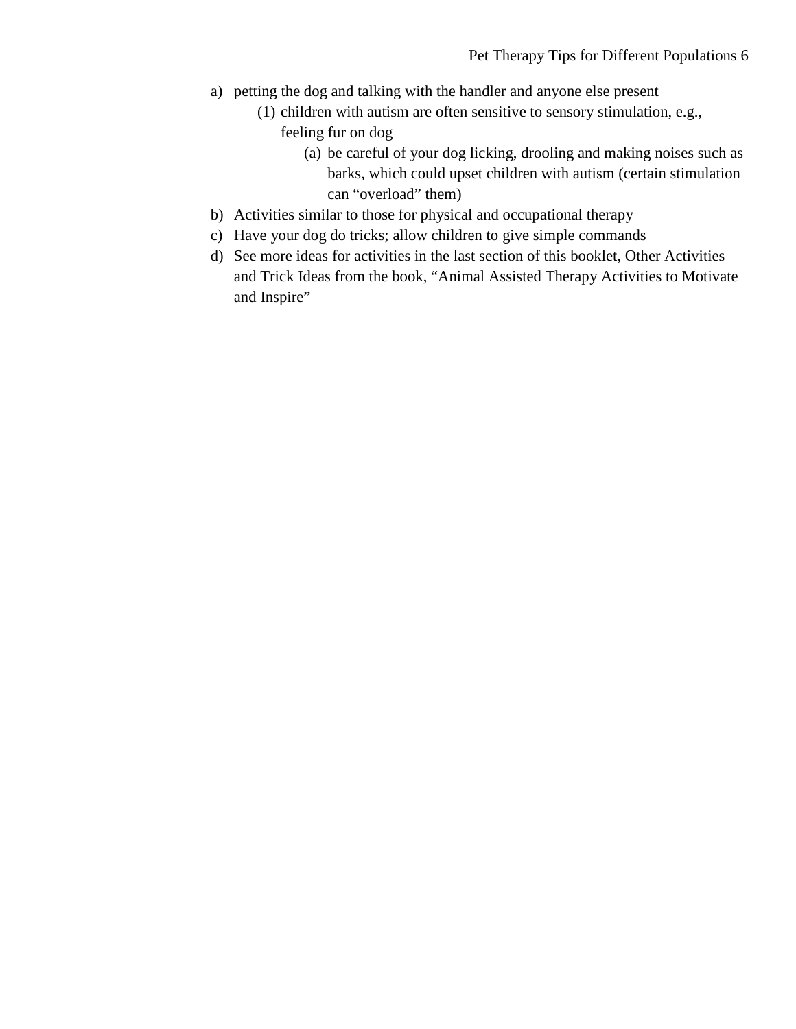a) petting the dog and talking with the handler and anyone else present
    (1) children with autism are often sensitive to sensory stimulation, e.g., feeling fur on dog
        (a) be careful of your dog licking, drooling and making noises such as barks, which could upset children with autism (certain stimulation can "overload" them)

b) Activities similar to those for physical and occupational therapy

c) Have your dog do tricks; allow children to give simple commands

d) See more ideas for activities in the last section of this booklet, Other Activities and Trick Ideas from the book, "Animal Assisted Therapy Activities to Motivate and Inspire"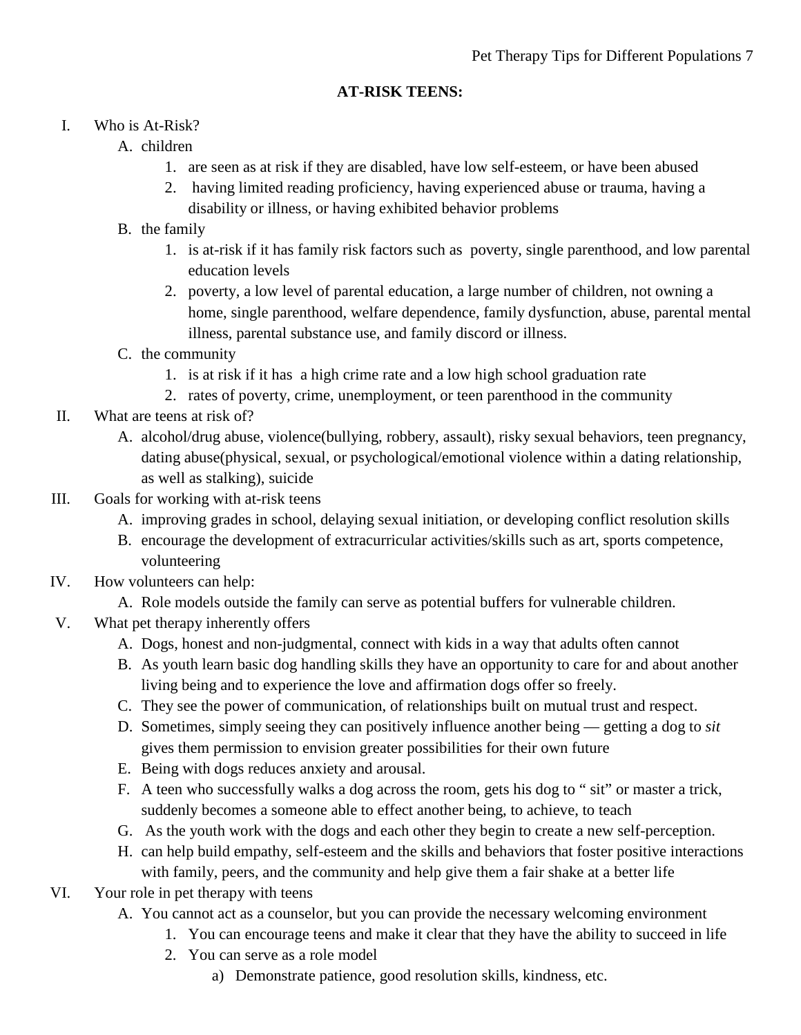## AT-RISK TEENS:

I. Who is At-Risk?
   A. children
      1. are seen as at risk if they are disabled, have low self-esteem, or have been abused
      2. having limited reading proficiency, having experienced abuse or trauma, having a disability or illness, or having exhibited behavior problems
   B. the family
      1. is at-risk if it has family risk factors such as poverty, single parenthood, and low parental education levels
      2. poverty, a low level of parental education, a large number of children, not owning a home, single parenthood, welfare dependence, family dysfunction, abuse, parental mental illness, parental substance use, and family discord or illness.
   C. the community
      1. is at risk if it has a high crime rate and a low high school graduation rate
      2. rates of poverty, crime, unemployment, or teen parenthood in the community

II. What are teens at risk of?
   A. alcohol/drug abuse, violence(bullying, robbery, assault), risky sexual behaviors, teen pregnancy, dating abuse(physical, sexual, or psychological/emotional violence within a dating relationship, as well as stalking), suicide

III. Goals for working with at-risk teens
   A. improving grades in school, delaying sexual initiation, or developing conflict resolution skills
   B. encourage the development of extracurricular activities/skills such as art, sports competence, volunteering

IV. How volunteers can help:
   A. Role models outside the family can serve as potential buffers for vulnerable children.

V. What pet therapy inherently offers
   A. Dogs, honest and non-judgmental, connect with kids in a way that adults often cannot
   B. As youth learn basic dog handling skills they have an opportunity to care for and about another living being and to experience the love and affirmation dogs offer so freely.
   C. They see the power of communication, of relationships built on mutual trust and respect.
   D. Sometimes, simply seeing they can positively influence another being — getting a dog to *sit* gives them permission to envision greater possibilities for their own future
   E. Being with dogs reduces anxiety and arousal.
   F. A teen who successfully walks a dog across the room, gets his dog to " sit" or master a trick, suddenly becomes a someone able to effect another being, to achieve, to teach
   G. As the youth work with the dogs and each other they begin to create a new self-perception.
   H. can help build empathy, self-esteem and the skills and behaviors that foster positive interactions with family, peers, and the community and help give them a fair shake at a better life

VI. Your role in pet therapy with teens
   A. You cannot act as a counselor, but you can provide the necessary welcoming environment
      1. You can encourage teens and make it clear that they have the ability to succeed in life
      2. You can serve as a role model
         a) Demonstrate patience, good resolution skills, kindness, etc.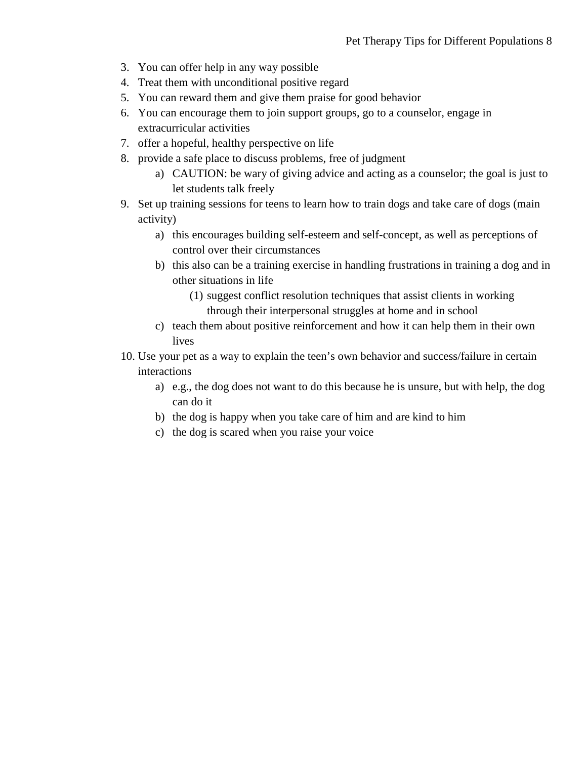3. You can offer help in any way possible
4. Treat them with unconditional positive regard
5. You can reward them and give them praise for good behavior
6. You can encourage them to join support groups, go to a counselor, engage in extracurricular activities
7. offer a hopeful, healthy perspective on life
8. provide a safe place to discuss problems, free of judgment
    a) CAUTION: be wary of giving advice and acting as a counselor; the goal is just to let students talk freely
9. Set up training sessions for teens to learn how to train dogs and take care of dogs (main activity)
    a) this encourages building self-esteem and self-concept, as well as perceptions of control over their circumstances
    b) this also can be a training exercise in handling frustrations in training a dog and in other situations in life
        (1) suggest conflict resolution techniques that assist clients in working through their interpersonal struggles at home and in school
    c) teach them about positive reinforcement and how it can help them in their own lives
10. Use your pet as a way to explain the teen's own behavior and success/failure in certain interactions
    a) e.g., the dog does not want to do this because he is unsure, but with help, the dog can do it
    b) the dog is happy when you take care of him and are kind to him
    c) the dog is scared when you raise your voice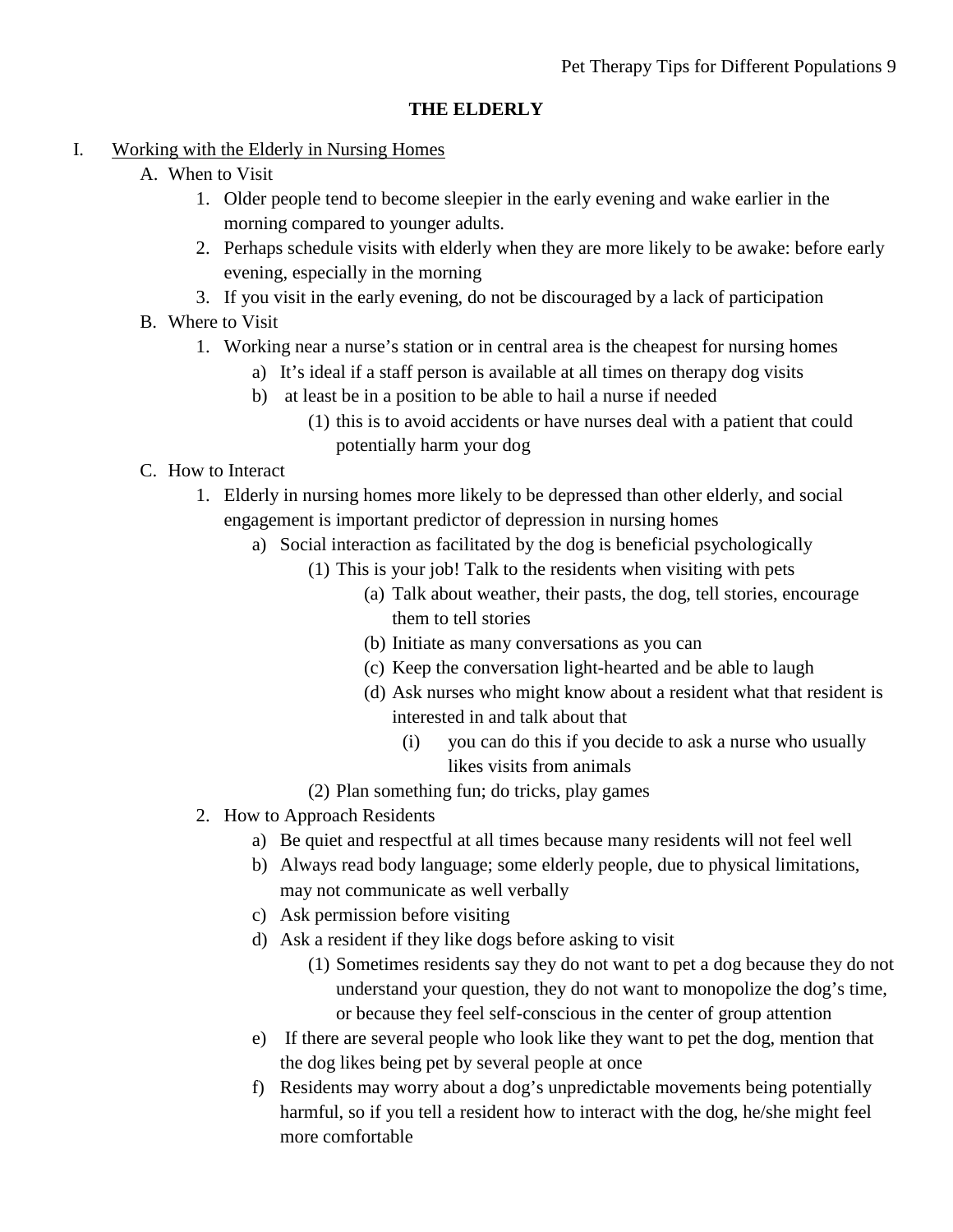## THE ELDERLY

I. Working with the Elderly in Nursing Homes

   A. When to Visit

      1. Older people tend to become sleepier in the early evening and wake earlier in the morning compared to younger adults.
      2. Perhaps schedule visits with elderly when they are more likely to be awake: before early evening, especially in the morning
      3. If you visit in the early evening, do not be discouraged by a lack of participation

   B. Where to Visit

      1. Working near a nurse's station or in central area is the cheapest for nursing homes

         a) It's ideal if a staff person is available at all times on therapy dog visits

         b) at least be in a position to be able to hail a nurse if needed

            (1) this is to avoid accidents or have nurses deal with a patient that could potentially harm your dog

   C. How to Interact

      1. Elderly in nursing homes more likely to be depressed than other elderly, and social engagement is important predictor of depression in nursing homes

         a) Social interaction as facilitated by the dog is beneficial psychologically

            (1) This is your job! Talk to the residents when visiting with pets

               (a) Talk about weather, their pasts, the dog, tell stories, encourage them to tell stories

               (b) Initiate as many conversations as you can

               (c) Keep the conversation light-hearted and be able to laugh

               (d) Ask nurses who might know about a resident what that resident is interested in and talk about that

                  (i) you can do this if you decide to ask a nurse who usually likes visits from animals

            (2) Plan something fun; do tricks, play games

      2. How to Approach Residents

         a) Be quiet and respectful at all times because many residents will not feel well

         b) Always read body language; some elderly people, due to physical limitations, may not communicate as well verbally

         c) Ask permission before visiting

         d) Ask a resident if they like dogs before asking to visit

            (1) Sometimes residents say they do not want to pet a dog because they do not understand your question, they do not want to monopolize the dog's time, or because they feel self-conscious in the center of group attention

         e) If there are several people who look like they want to pet the dog, mention that the dog likes being pet by several people at once

         f) Residents may worry about a dog's unpredictable movements being potentially harmful, so if you tell a resident how to interact with the dog, he/she might feel more comfortable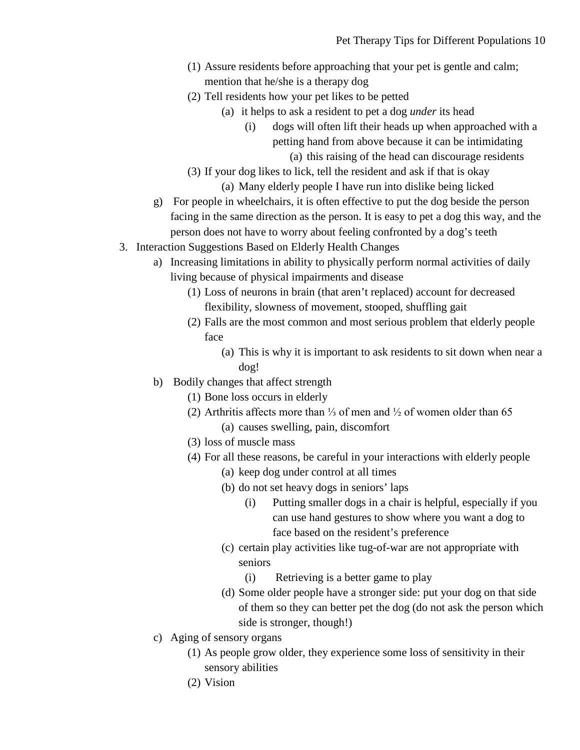- (1) Assure residents before approaching that your pet is gentle and calm; mention that he/she is a therapy dog
- (2) Tell residents how your pet likes to be petted
  - (a) it helps to ask a resident to pet a dog *under* its head
    - (i) dogs will often lift their heads up when approached with a petting hand from above because it can be intimidating
      - (a) this raising of the head can discourage residents
- (3) If your dog likes to lick, tell the resident and ask if that is okay
  - (a) Many elderly people I have run into dislike being licked

g) For people in wheelchairs, it is often effective to put the dog beside the person facing in the same direction as the person. It is easy to pet a dog this way, and the person does not have to worry about feeling confronted by a dog's teeth

3. Interaction Suggestions Based on Elderly Health Changes
   - a) Increasing limitations in ability to physically perform normal activities of daily living because of physical impairments and disease
     - (1) Loss of neurons in brain (that aren't replaced) account for decreased flexibility, slowness of movement, stooped, shuffling gait
     - (2) Falls are the most common and most serious problem that elderly people face
       - (a) This is why it is important to ask residents to sit down when near a dog!
   - b) Bodily changes that affect strength
     - (1) Bone loss occurs in elderly
     - (2) Arthritis affects more than ⅓ of men and ½ of women older than 65
       - (a) causes swelling, pain, discomfort
     - (3) loss of muscle mass
     - (4) For all these reasons, be careful in your interactions with elderly people
       - (a) keep dog under control at all times
       - (b) do not set heavy dogs in seniors' laps
         - (i) Putting smaller dogs in a chair is helpful, especially if you can use hand gestures to show where you want a dog to face based on the resident's preference
       - (c) certain play activities like tug-of-war are not appropriate with seniors
         - (i) Retrieving is a better game to play
       - (d) Some older people have a stronger side: put your dog on that side of them so they can better pet the dog (do not ask the person which side is stronger, though!)
   - c) Aging of sensory organs
     - (1) As people grow older, they experience some loss of sensitivity in their sensory abilities
     - (2) Vision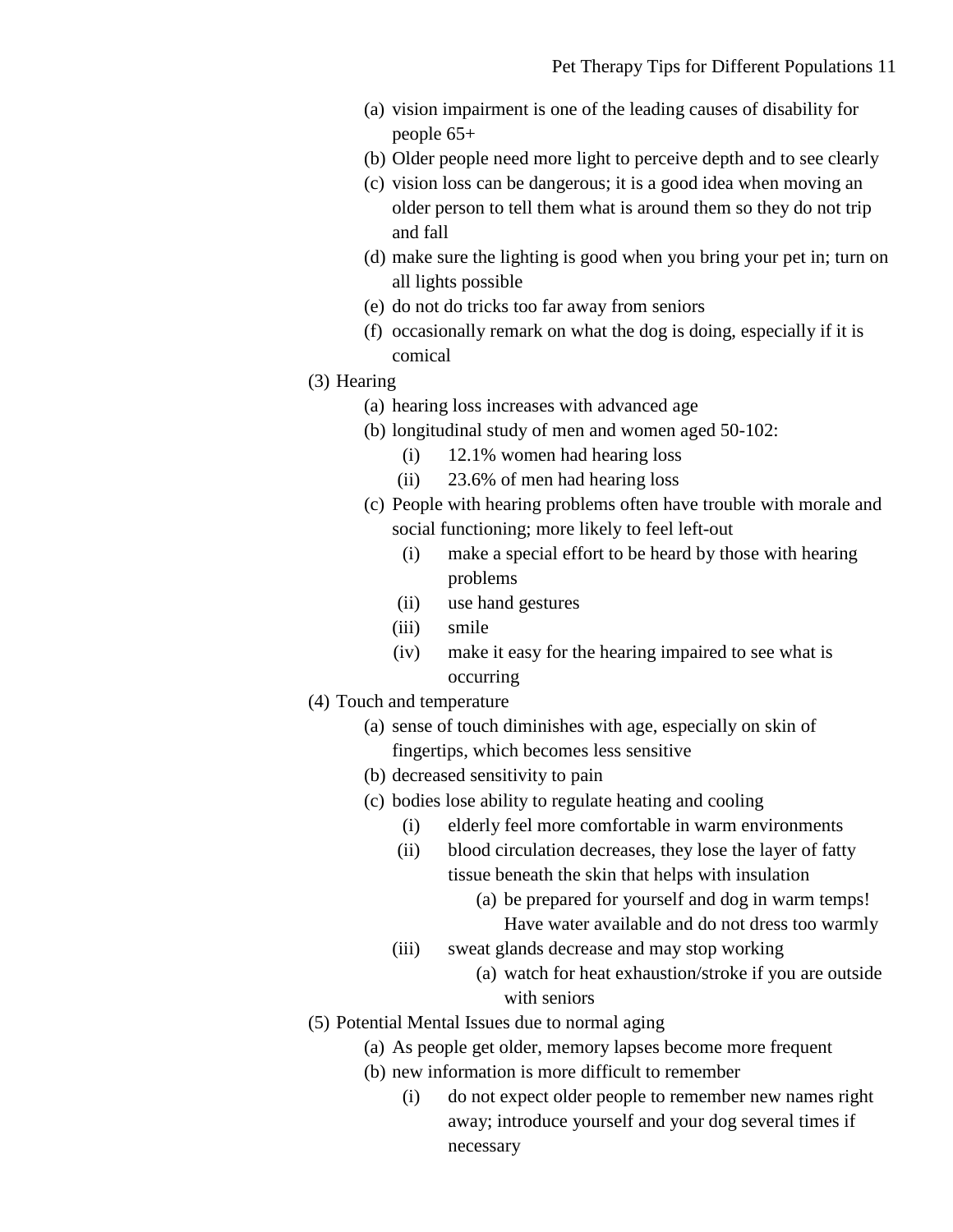(a) vision impairment is one of the leading causes of disability for people 65+
   (b) Older people need more light to perceive depth and to see clearly
   (c) vision loss can be dangerous; it is a good idea when moving an older person to tell them what is around them so they do not trip and fall
   (d) make sure the lighting is good when you bring your pet in; turn on all lights possible
   (e) do not do tricks too far away from seniors
   (f) occasionally remark on what the dog is doing, especially if it is comical

(3) Hearing
   (a) hearing loss increases with advanced age
   (b) longitudinal study of men and women aged 50-102:
      (i) 12.1% women had hearing loss
      (ii) 23.6% of men had hearing loss
   (c) People with hearing problems often have trouble with morale and social functioning; more likely to feel left-out
      (i) make a special effort to be heard by those with hearing problems
      (ii) use hand gestures
      (iii) smile
      (iv) make it easy for the hearing impaired to see what is occurring

(4) Touch and temperature
   (a) sense of touch diminishes with age, especially on skin of fingertips, which becomes less sensitive
   (b) decreased sensitivity to pain
   (c) bodies lose ability to regulate heating and cooling
      (i) elderly feel more comfortable in warm environments
      (ii) blood circulation decreases, they lose the layer of fatty tissue beneath the skin that helps with insulation
         (a) be prepared for yourself and dog in warm temps! Have water available and do not dress too warmly
      (iii) sweat glands decrease and may stop working
         (a) watch for heat exhaustion/stroke if you are outside with seniors

(5) Potential Mental Issues due to normal aging
   (a) As people get older, memory lapses become more frequent
   (b) new information is more difficult to remember
      (i) do not expect older people to remember new names right away; introduce yourself and your dog several times if necessary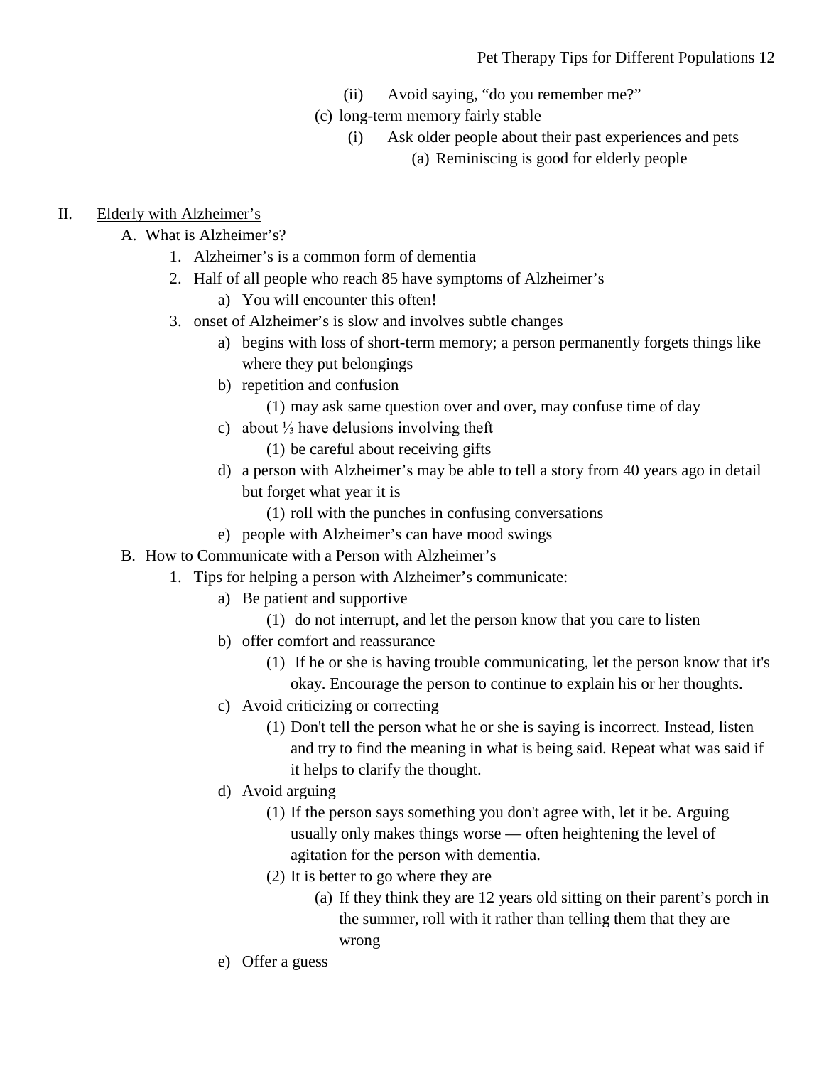(ii) Avoid saying, "do you remember me?"

(c) long-term memory fairly stable

(i) Ask older people about their past experiences and pets

(a) Reminiscing is good for elderly people

II. <u>Elderly with Alzheimer's</u>

A. What is Alzheimer's?

1. Alzheimer's is a common form of dementia
2. Half of all people who reach 85 have symptoms of Alzheimer's
    - a) You will encounter this often!
3. onset of Alzheimer's is slow and involves subtle changes
    - a) begins with loss of short-term memory; a person permanently forgets things like where they put belongings
    - b) repetition and confusion
        - (1) may ask same question over and over, may confuse time of day
    - c) about ⅓ have delusions involving theft
        - (1) be careful about receiving gifts
    - d) a person with Alzheimer's may be able to tell a story from 40 years ago in detail but forget what year it is
        - (1) roll with the punches in confusing conversations
    - e) people with Alzheimer's can have mood swings

B. How to Communicate with a Person with Alzheimer's

1. Tips for helping a person with Alzheimer's communicate:
    - a) Be patient and supportive
        - (1) do not interrupt, and let the person know that you care to listen
    - b) offer comfort and reassurance
        - (1) If he or she is having trouble communicating, let the person know that it's okay. Encourage the person to continue to explain his or her thoughts.
    - c) Avoid criticizing or correcting
        - (1) Don't tell the person what he or she is saying is incorrect. Instead, listen and try to find the meaning in what is being said. Repeat what was said if it helps to clarify the thought.
    - d) Avoid arguing
        - (1) If the person says something you don't agree with, let it be. Arguing usually only makes things worse — often heightening the level of agitation for the person with dementia.
        - (2) It is better to go where they are
            - (a) If they think they are 12 years old sitting on their parent's porch in the summer, roll with it rather than telling them that they are wrong
    - e) Offer a guess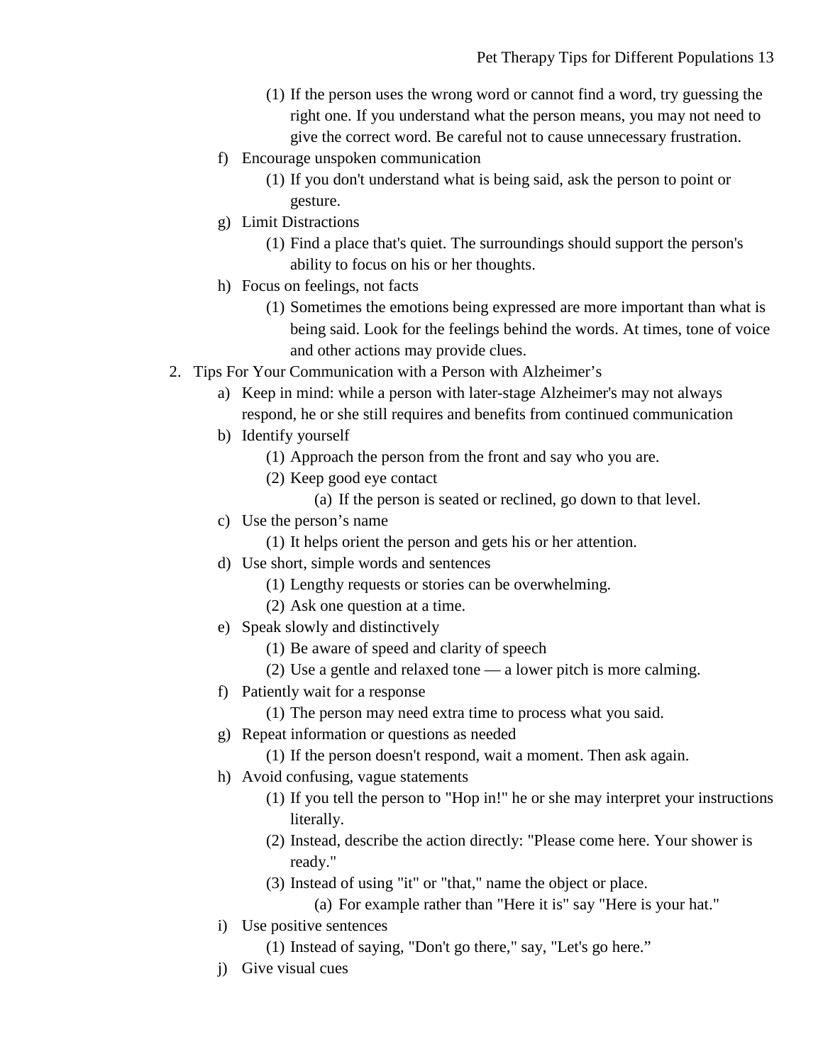(1) If the person uses the wrong word or cannot find a word, try guessing the right one. If you understand what the person means, you may not need to give the correct word. Be careful not to cause unnecessary frustration.

  f) Encourage unspoken communication
    (1) If you don't understand what is being said, ask the person to point or gesture.

  g) Limit Distractions
    (1) Find a place that's quiet. The surroundings should support the person's ability to focus on his or her thoughts.

  h) Focus on feelings, not facts
    (1) Sometimes the emotions being expressed are more important than what is being said. Look for the feelings behind the words. At times, tone of voice and other actions may provide clues.

2. Tips For Your Communication with a Person with Alzheimer's
  a) Keep in mind: while a person with later-stage Alzheimer's may not always respond, he or she still requires and benefits from continued communication
  b) Identify yourself
    (1) Approach the person from the front and say who you are.
    (2) Keep good eye contact
      (a) If the person is seated or reclined, go down to that level.
  c) Use the person's name
    (1) It helps orient the person and gets his or her attention.
  d) Use short, simple words and sentences
    (1) Lengthy requests or stories can be overwhelming.
    (2) Ask one question at a time.
  e) Speak slowly and distinctively
    (1) Be aware of speed and clarity of speech
    (2) Use a gentle and relaxed tone — a lower pitch is more calming.
  f) Patiently wait for a response
    (1) The person may need extra time to process what you said.
  g) Repeat information or questions as needed
    (1) If the person doesn't respond, wait a moment. Then ask again.
  h) Avoid confusing, vague statements
    (1) If you tell the person to "Hop in!" he or she may interpret your instructions literally.
    (2) Instead, describe the action directly: "Please come here. Your shower is ready."
    (3) Instead of using "it" or "that," name the object or place.
      (a) For example rather than "Here it is" say "Here is your hat."
  i) Use positive sentences
    (1) Instead of saying, "Don't go there," say, "Let's go here."
  j) Give visual cues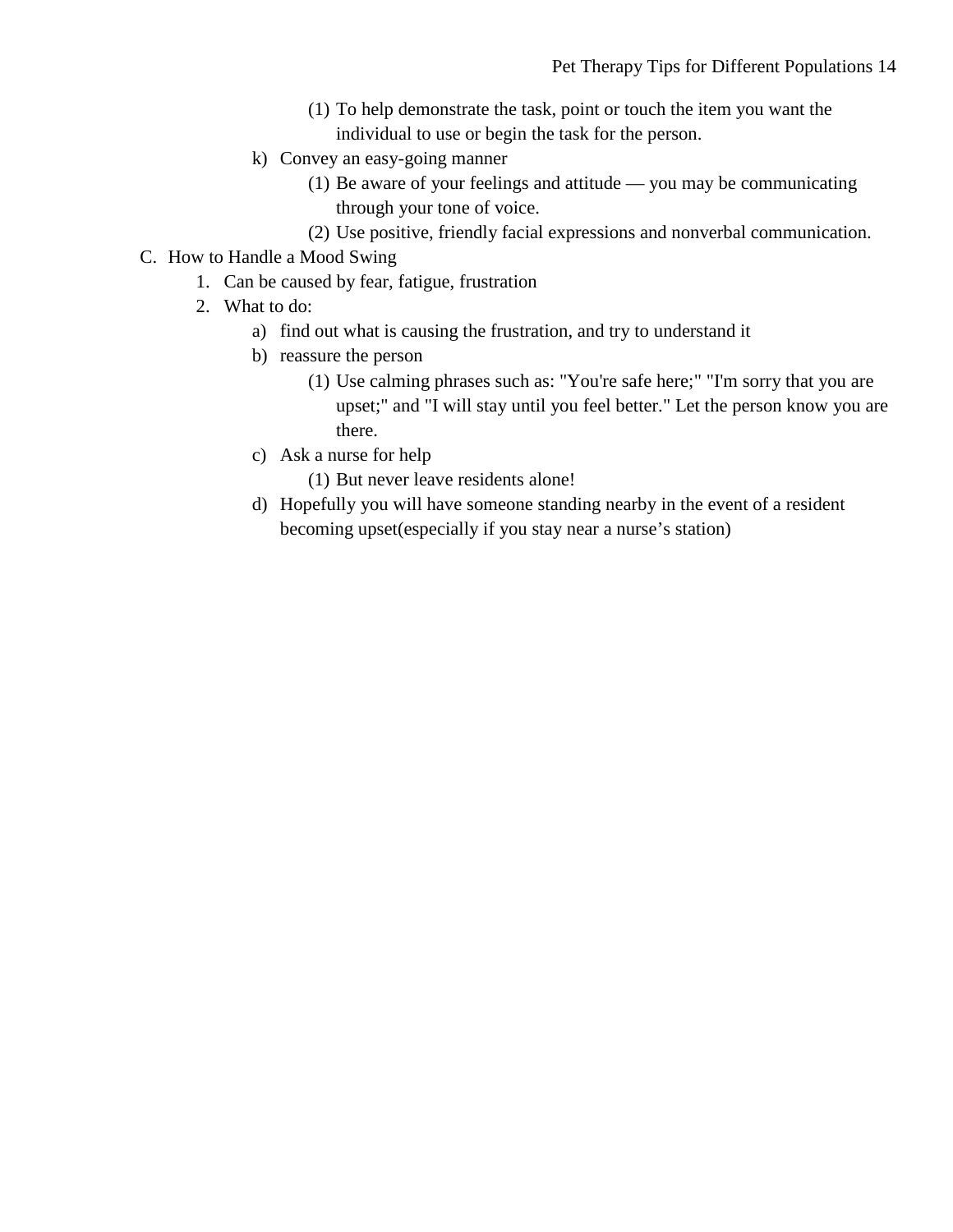(1) To help demonstrate the task, point or touch the item you want the individual to use or begin the task for the person.

    k) Convey an easy-going manner
        (1) Be aware of your feelings and attitude — you may be communicating through your tone of voice.
        (2) Use positive, friendly facial expressions and nonverbal communication.

C. How to Handle a Mood Swing

1. Can be caused by fear, fatigue, frustration
2. What to do:
    a) find out what is causing the frustration, and try to understand it
    b) reassure the person
        (1) Use calming phrases such as: "You're safe here;" "I'm sorry that you are upset;" and "I will stay until you feel better." Let the person know you are there.
    c) Ask a nurse for help
        (1) But never leave residents alone!
    d) Hopefully you will have someone standing nearby in the event of a resident becoming upset(especially if you stay near a nurse's station)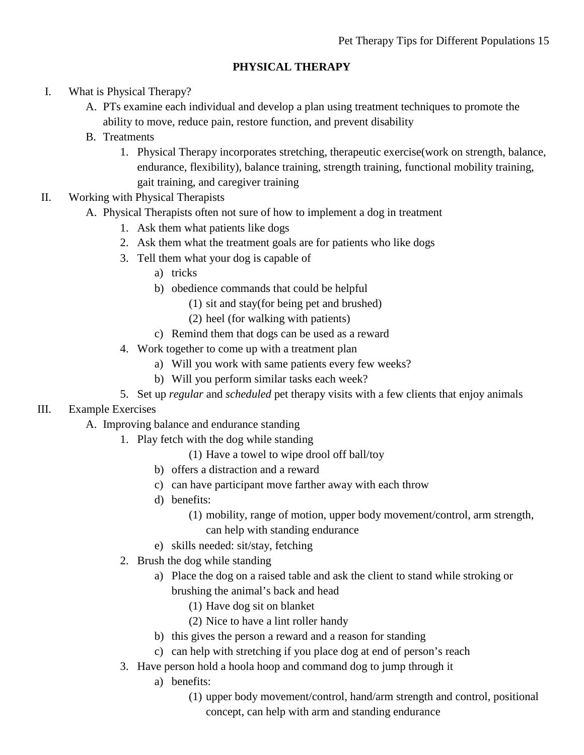## PHYSICAL THERAPY

I. What is Physical Therapy?
   A. PTs examine each individual and develop a plan using treatment techniques to promote the ability to move, reduce pain, restore function, and prevent disability
   B. Treatments
      1. Physical Therapy incorporates stretching, therapeutic exercise(work on strength, balance, endurance, flexibility), balance training, strength training, functional mobility training, gait training, and caregiver training

II. Working with Physical Therapists
   A. Physical Therapists often not sure of how to implement a dog in treatment
      1. Ask them what patients like dogs
      2. Ask them what the treatment goals are for patients who like dogs
      3. Tell them what your dog is capable of
         a) tricks
         b) obedience commands that could be helpful
            (1) sit and stay(for being pet and brushed)
            (2) heel (for walking with patients)
         c) Remind them that dogs can be used as a reward
      4. Work together to come up with a treatment plan
         a) Will you work with same patients every few weeks?
         b) Will you perform similar tasks each week?
      5. Set up *regular* and *scheduled* pet therapy visits with a few clients that enjoy animals

III. Example Exercises
   A. Improving balance and endurance standing
      1. Play fetch with the dog while standing
            (1) Have a towel to wipe drool off ball/toy
         b) offers a distraction and a reward
         c) can have participant move farther away with each throw
         d) benefits:
            (1) mobility, range of motion, upper body movement/control, arm strength, can help with standing endurance
         e) skills needed: sit/stay, fetching
      2. Brush the dog while standing
         a) Place the dog on a raised table and ask the client to stand while stroking or brushing the animal's back and head
            (1) Have dog sit on blanket
            (2) Nice to have a lint roller handy
         b) this gives the person a reward and a reason for standing
         c) can help with stretching if you place dog at end of person's reach
      3. Have person hold a hoola hoop and command dog to jump through it
         a) benefits:
            (1) upper body movement/control, hand/arm strength and control, positional concept, can help with arm and standing endurance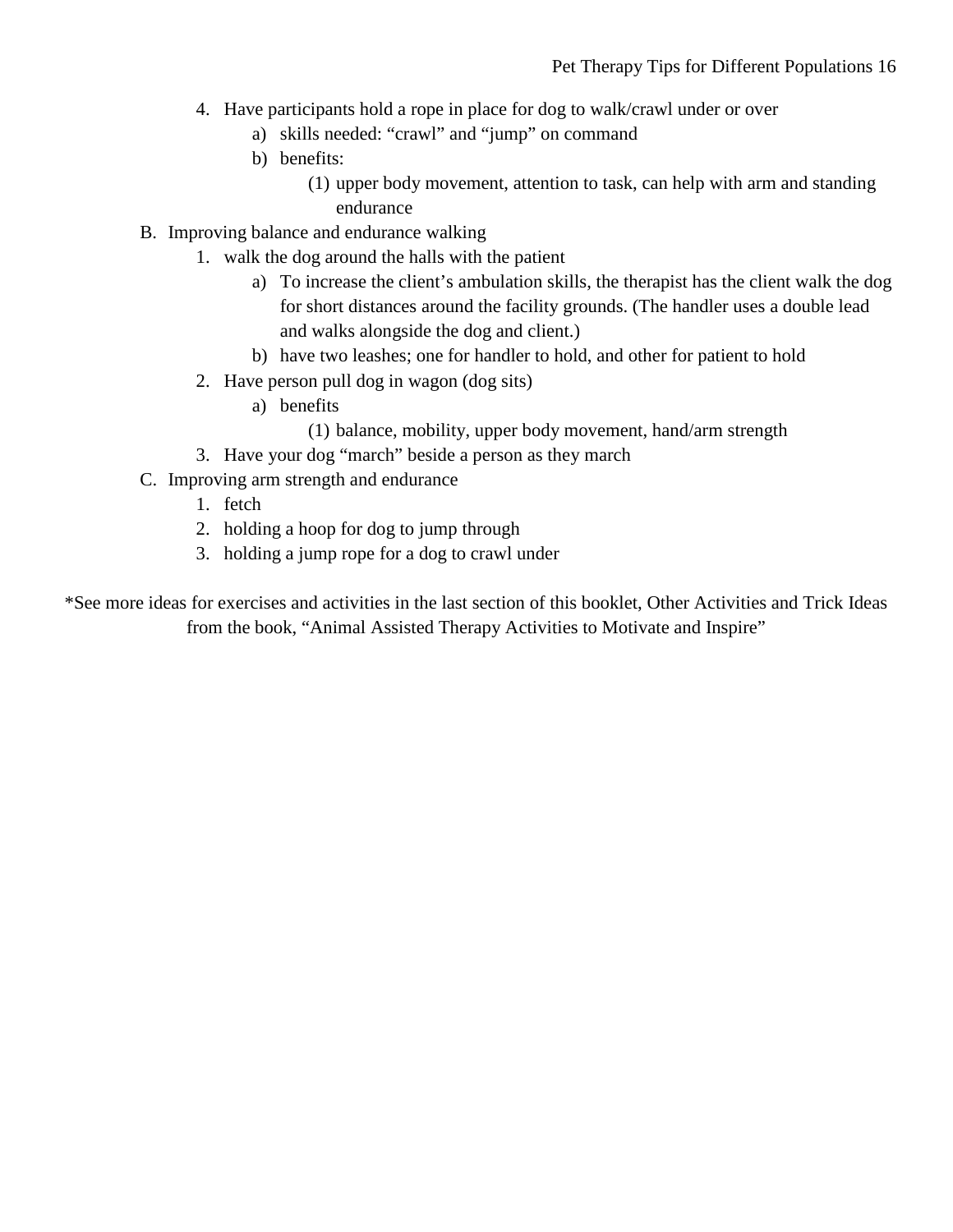4. Have participants hold a rope in place for dog to walk/crawl under or over
    a) skills needed: “crawl” and “jump” on command
    b) benefits:
        (1) upper body movement, attention to task, can help with arm and standing endurance

B. Improving balance and endurance walking
1. walk the dog around the halls with the patient
    a) To increase the client’s ambulation skills, the therapist has the client walk the dog for short distances around the facility grounds. (The handler uses a double lead and walks alongside the dog and client.)
    b) have two leashes; one for handler to hold, and other for patient to hold
2. Have person pull dog in wagon (dog sits)
    a) benefits
        (1) balance, mobility, upper body movement, hand/arm strength
3. Have your dog “march” beside a person as they march

C. Improving arm strength and endurance
1. fetch
2. holding a hoop for dog to jump through
3. holding a jump rope for a dog to crawl under

*See more ideas for exercises and activities in the last section of this booklet, Other Activities and Trick Ideas from the book, “Animal Assisted Therapy Activities to Motivate and Inspire”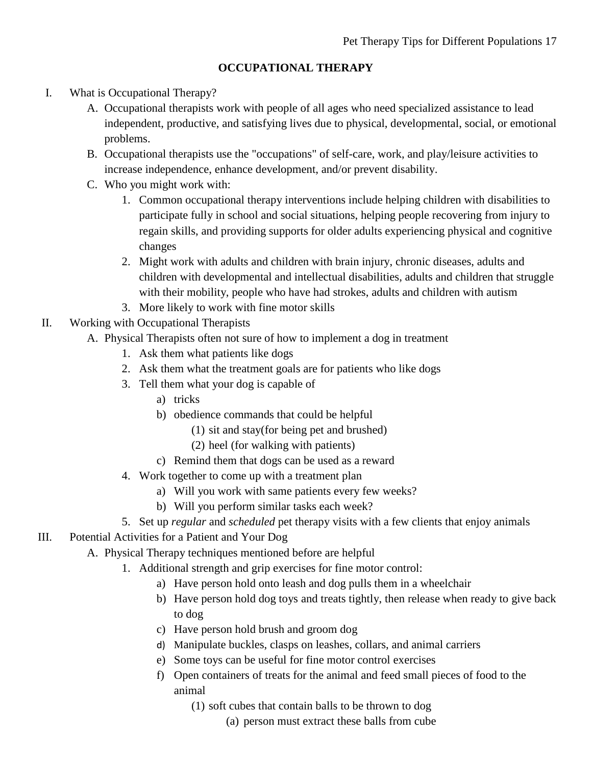# OCCUPATIONAL THERAPY

I. What is Occupational Therapy?
   A. Occupational therapists work with people of all ages who need specialized assistance to lead independent, productive, and satisfying lives due to physical, developmental, social, or emotional problems.
   B. Occupational therapists use the "occupations" of self-care, work, and play/leisure activities to increase independence, enhance development, and/or prevent disability.
   C. Who you might work with:
      1. Common occupational therapy interventions include helping children with disabilities to participate fully in school and social situations, helping people recovering from injury to regain skills, and providing supports for older adults experiencing physical and cognitive changes
      2. Might work with adults and children with brain injury, chronic diseases, adults and children with developmental and intellectual disabilities, adults and children that struggle with their mobility, people who have had strokes, adults and children with autism
      3. More likely to work with fine motor skills

II. Working with Occupational Therapists
   A. Physical Therapists often not sure of how to implement a dog in treatment
      1. Ask them what patients like dogs
      2. Ask them what the treatment goals are for patients who like dogs
      3. Tell them what your dog is capable of
         a) tricks
         b) obedience commands that could be helpful
            (1) sit and stay(for being pet and brushed)
            (2) heel (for walking with patients)
         c) Remind them that dogs can be used as a reward
      4. Work together to come up with a treatment plan
         a) Will you work with same patients every few weeks?
         b) Will you perform similar tasks each week?
      5. Set up *regular* and *scheduled* pet therapy visits with a few clients that enjoy animals

III. Potential Activities for a Patient and Your Dog
   A. Physical Therapy techniques mentioned before are helpful
      1. Additional strength and grip exercises for fine motor control:
         a) Have person hold onto leash and dog pulls them in a wheelchair
         b) Have person hold dog toys and treats tightly, then release when ready to give back to dog
         c) Have person hold brush and groom dog
         d) Manipulate buckles, clasps on leashes, collars, and animal carriers
         e) Some toys can be useful for fine motor control exercises
         f) Open containers of treats for the animal and feed small pieces of food to the animal
            (1) soft cubes that contain balls to be thrown to dog
               (a) person must extract these balls from cube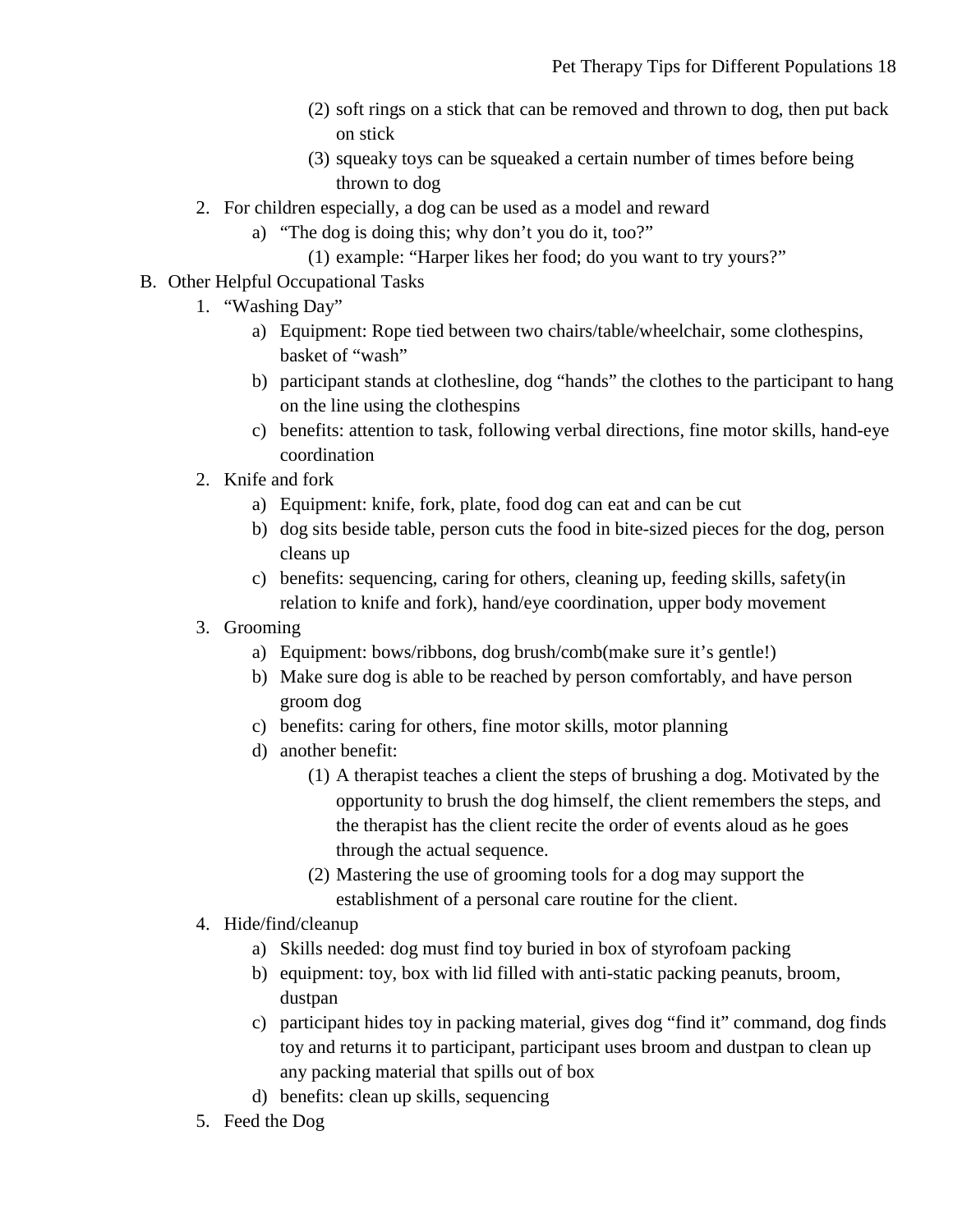(2) soft rings on a stick that can be removed and thrown to dog, then put back on stick
(3) squeaky toys can be squeaked a certain number of times before being thrown to dog

2. For children especially, a dog can be used as a model and reward
   a) "The dog is doing this; why don't you do it, too?"
      (1) example: "Harper likes her food; do you want to try yours?"

B. Other Helpful Occupational Tasks

1. "Washing Day"
   a) Equipment: Rope tied between two chairs/table/wheelchair, some clothespins, basket of "wash"
   b) participant stands at clothesline, dog "hands" the clothes to the participant to hang on the line using the clothespins
   c) benefits: attention to task, following verbal directions, fine motor skills, hand-eye coordination
2. Knife and fork
   a) Equipment: knife, fork, plate, food dog can eat and can be cut
   b) dog sits beside table, person cuts the food in bite-sized pieces for the dog, person cleans up
   c) benefits: sequencing, caring for others, cleaning up, feeding skills, safety(in relation to knife and fork), hand/eye coordination, upper body movement
3. Grooming
   a) Equipment: bows/ribbons, dog brush/comb(make sure it's gentle!)
   b) Make sure dog is able to be reached by person comfortably, and have person groom dog
   c) benefits: caring for others, fine motor skills, motor planning
   d) another benefit:
      (1) A therapist teaches a client the steps of brushing a dog. Motivated by the opportunity to brush the dog himself, the client remembers the steps, and the therapist has the client recite the order of events aloud as he goes through the actual sequence.
      (2) Mastering the use of grooming tools for a dog may support the establishment of a personal care routine for the client.
4. Hide/find/cleanup
   a) Skills needed: dog must find toy buried in box of styrofoam packing
   b) equipment: toy, box with lid filled with anti-static packing peanuts, broom, dustpan
   c) participant hides toy in packing material, gives dog "find it" command, dog finds toy and returns it to participant, participant uses broom and dustpan to clean up any packing material that spills out of box
   d) benefits: clean up skills, sequencing
5. Feed the Dog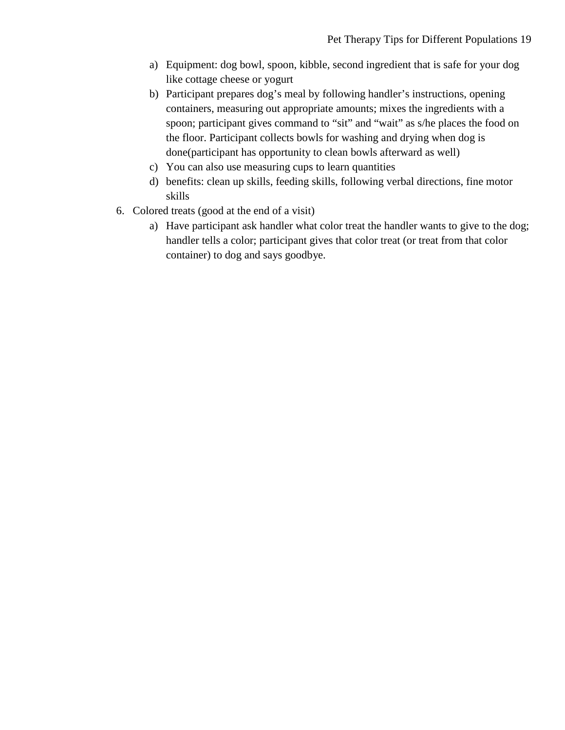a) Equipment: dog bowl, spoon, kibble, second ingredient that is safe for your dog like cottage cheese or yogurt
   b) Participant prepares dog's meal by following handler's instructions, opening containers, measuring out appropriate amounts; mixes the ingredients with a spoon; participant gives command to "sit" and "wait" as s/he places the food on the floor. Participant collects bowls for washing and drying when dog is done(participant has opportunity to clean bowls afterward as well)
   c) You can also use measuring cups to learn quantities
   d) benefits: clean up skills, feeding skills, following verbal directions, fine motor skills

6. Colored treats (good at the end of a visit)
   a) Have participant ask handler what color treat the handler wants to give to the dog; handler tells a color; participant gives that color treat (or treat from that color container) to dog and says goodbye.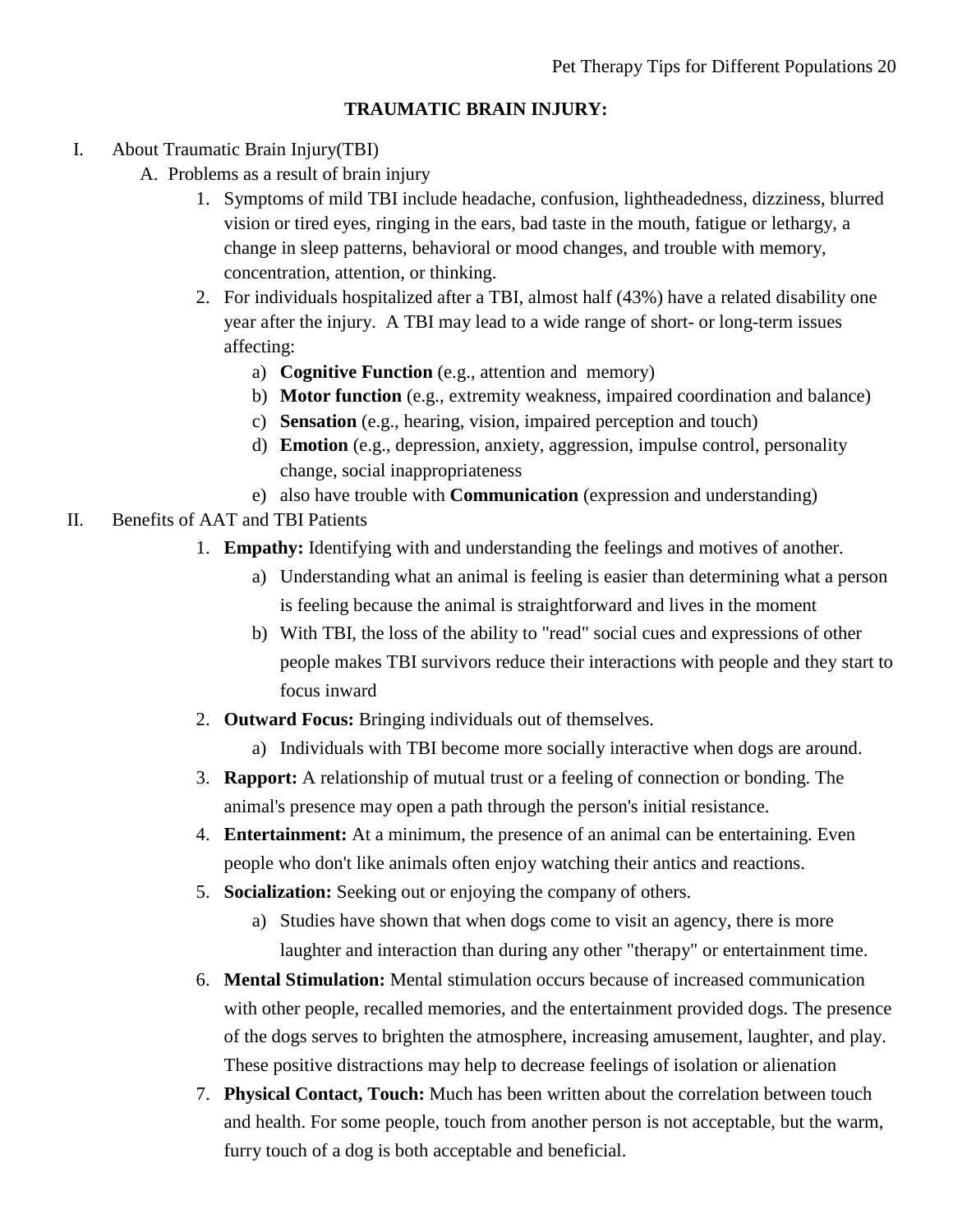## TRAUMATIC BRAIN INJURY:

I. About Traumatic Brain Injury(TBI)

   A. Problems as a result of brain injury

      1. Symptoms of mild TBI include headache, confusion, lightheadedness, dizziness, blurred vision or tired eyes, ringing in the ears, bad taste in the mouth, fatigue or lethargy, a change in sleep patterns, behavioral or mood changes, and trouble with memory, concentration, attention, or thinking.
      2. For individuals hospitalized after a TBI, almost half (43%) have a related disability one year after the injury. A TBI may lead to a wide range of short- or long-term issues affecting:
         a) **Cognitive Function** (e.g., attention and memory)
         b) **Motor function** (e.g., extremity weakness, impaired coordination and balance)
         c) **Sensation** (e.g., hearing, vision, impaired perception and touch)
         d) **Emotion** (e.g., depression, anxiety, aggression, impulse control, personality change, social inappropriateness
         e) also have trouble with **Communication** (expression and understanding)

II. Benefits of AAT and TBI Patients

   1. **Empathy:** Identifying with and understanding the feelings and motives of another.
      a) Understanding what an animal is feeling is easier than determining what a person is feeling because the animal is straightforward and lives in the moment
      b) With TBI, the loss of the ability to "read" social cues and expressions of other people makes TBI survivors reduce their interactions with people and they start to focus inward
   2. **Outward Focus:** Bringing individuals out of themselves.
      a) Individuals with TBI become more socially interactive when dogs are around.
   3. **Rapport:** A relationship of mutual trust or a feeling of connection or bonding. The animal's presence may open a path through the person's initial resistance.
   4. **Entertainment:** At a minimum, the presence of an animal can be entertaining. Even people who don't like animals often enjoy watching their antics and reactions.
   5. **Socialization:** Seeking out or enjoying the company of others.
      a) Studies have shown that when dogs come to visit an agency, there is more laughter and interaction than during any other "therapy" or entertainment time.
   6. **Mental Stimulation:** Mental stimulation occurs because of increased communication with other people, recalled memories, and the entertainment provided dogs. The presence of the dogs serves to brighten the atmosphere, increasing amusement, laughter, and play. These positive distractions may help to decrease feelings of isolation or alienation
   7. **Physical Contact, Touch:** Much has been written about the correlation between touch and health. For some people, touch from another person is not acceptable, but the warm, furry touch of a dog is both acceptable and beneficial.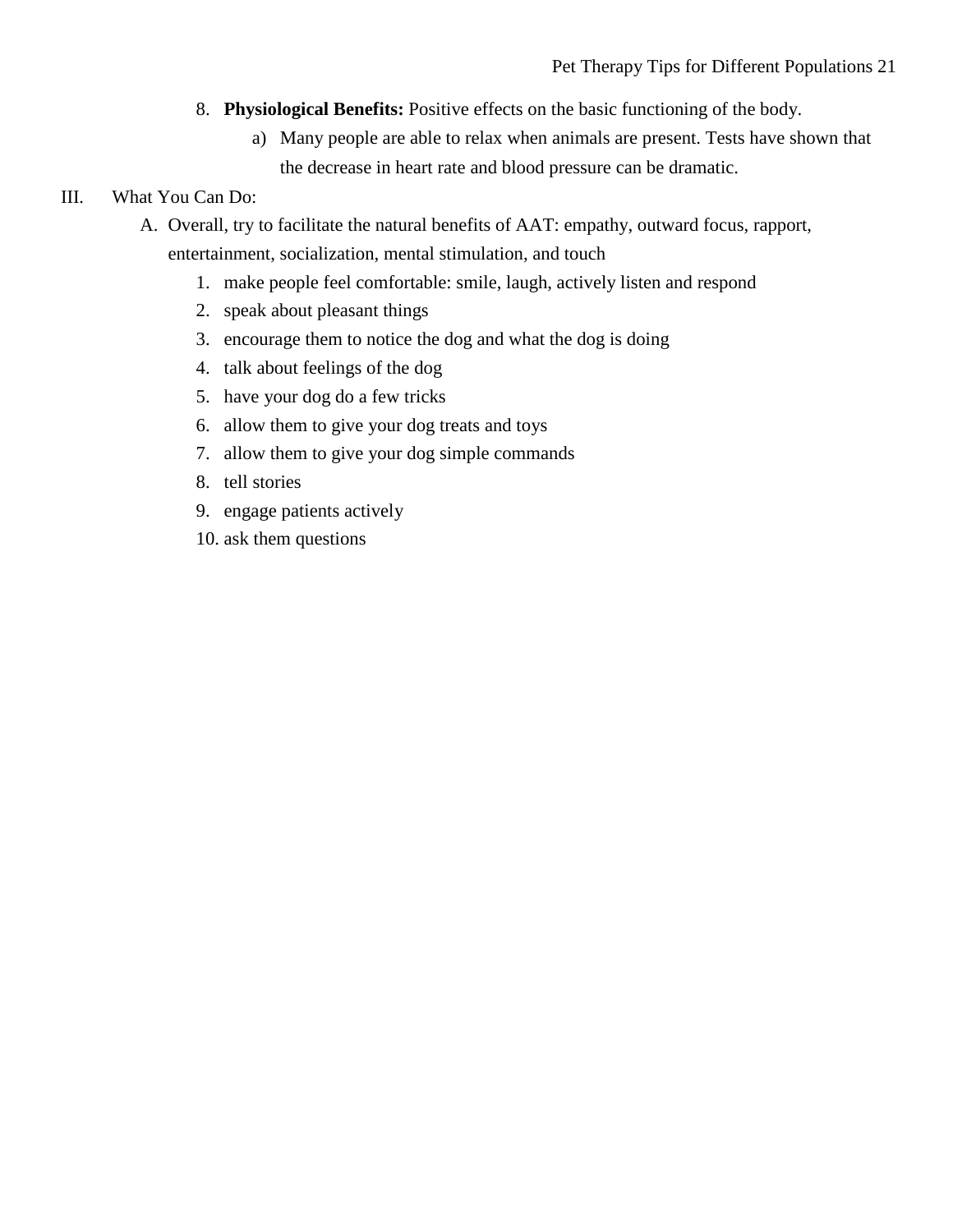8. **Physiological Benefits:** Positive effects on the basic functioning of the body.
    a) Many people are able to relax when animals are present. Tests have shown that the decrease in heart rate and blood pressure can be dramatic.

III. What You Can Do:

A. Overall, try to facilitate the natural benefits of AAT: empathy, outward focus, rapport, entertainment, socialization, mental stimulation, and touch

1. make people feel comfortable: smile, laugh, actively listen and respond
2. speak about pleasant things
3. encourage them to notice the dog and what the dog is doing
4. talk about feelings of the dog
5. have your dog do a few tricks
6. allow them to give your dog treats and toys
7. allow them to give your dog simple commands
8. tell stories
9. engage patients actively
10. ask them questions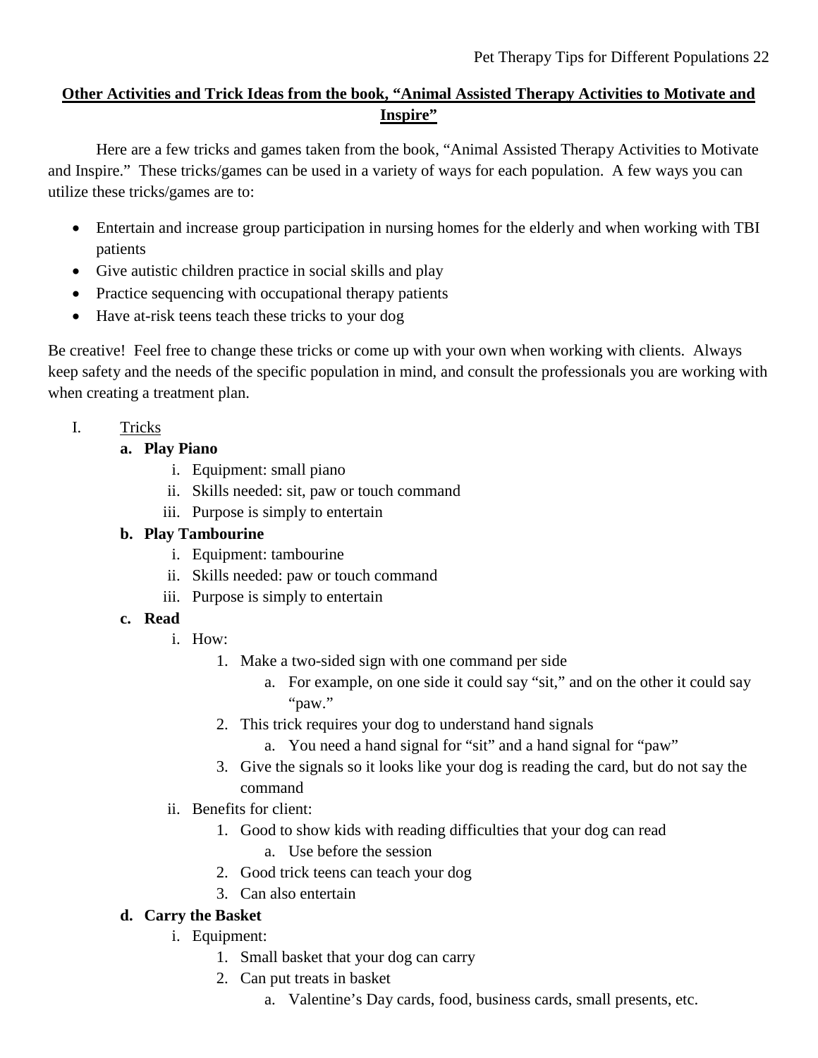## **<u>Other Activities and Trick Ideas from the book, "Animal Assisted Therapy Activities to Motivate and Inspire"</u>**

Here are a few tricks and games taken from the book, "Animal Assisted Therapy Activities to Motivate and Inspire." These tricks/games can be used in a variety of ways for each population. A few ways you can utilize these tricks/games are to:

- Entertain and increase group participation in nursing homes for the elderly and when working with TBI patients
- Give autistic children practice in social skills and play
- Practice sequencing with occupational therapy patients
- Have at-risk teens teach these tricks to your dog

Be creative! Feel free to change these tricks or come up with your own when working with clients. Always keep safety and the needs of the specific population in mind, and consult the professionals you are working with when creating a treatment plan.

I. <u>Tricks</u>
   - **a. Play Piano**
     - i. Equipment: small piano
     - ii. Skills needed: sit, paw or touch command
     - iii. Purpose is simply to entertain
   - **b. Play Tambourine**
     - i. Equipment: tambourine
     - ii. Skills needed: paw or touch command
     - iii. Purpose is simply to entertain
   - **c. Read**
     - i. How:
       1. Make a two-sided sign with one command per side
          - a. For example, on one side it could say "sit," and on the other it could say "paw."
       2. This trick requires your dog to understand hand signals
          - a. You need a hand signal for "sit" and a hand signal for "paw"
       3. Give the signals so it looks like your dog is reading the card, but do not say the command
     - ii. Benefits for client:
       1. Good to show kids with reading difficulties that your dog can read
          - a. Use before the session
       2. Good trick teens can teach your dog
       3. Can also entertain
   - **d. Carry the Basket**
     - i. Equipment:
       1. Small basket that your dog can carry
       2. Can put treats in basket
          - a. Valentine's Day cards, food, business cards, small presents, etc.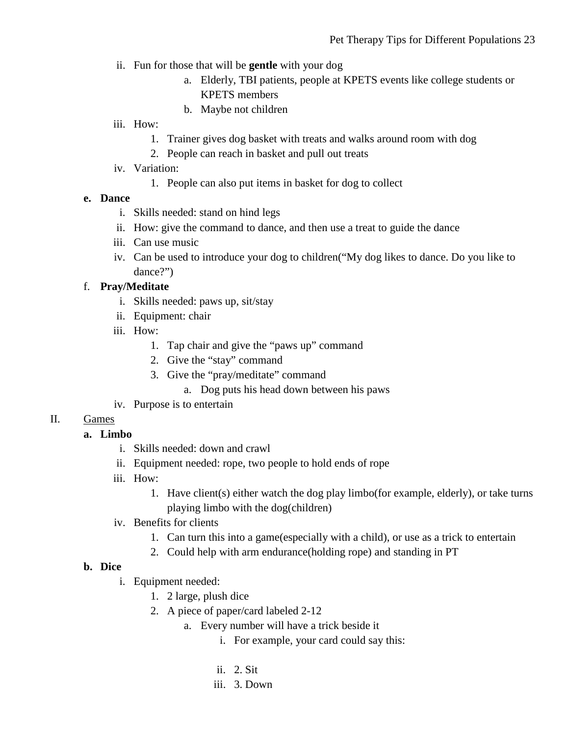ii. Fun for those that will be **gentle** with your dog
   a. Elderly, TBI patients, people at KPETS events like college students or KPETS members
   b. Maybe not children

iii. How:
   1. Trainer gives dog basket with treats and walks around room with dog
   2. People can reach in basket and pull out treats

iv. Variation:
   1. People can also put items in basket for dog to collect

**e. Dance**

i. Skills needed: stand on hind legs

ii. How: give the command to dance, and then use a treat to guide the dance

iii. Can use music

iv. Can be used to introduce your dog to children("My dog likes to dance. Do you like to dance?")

f. **Pray/Meditate**

i. Skills needed: paws up, sit/stay

ii. Equipment: chair

iii. How:
   1. Tap chair and give the "paws up" command
   2. Give the "stay" command
   3. Give the "pray/meditate" command
      a. Dog puts his head down between his paws

iv. Purpose is to entertain

II. Games

**a. Limbo**

i. Skills needed: down and crawl

ii. Equipment needed: rope, two people to hold ends of rope

iii. How:
   1. Have client(s) either watch the dog play limbo(for example, elderly), or take turns playing limbo with the dog(children)

iv. Benefits for clients
   1. Can turn this into a game(especially with a child), or use as a trick to entertain
   2. Could help with arm endurance(holding rope) and standing in PT

**b. Dice**

i. Equipment needed:
   1. 2 large, plush dice
   2. A piece of paper/card labeled 2-12
      a. Every number will have a trick beside it
         i. For example, your card could say this:

         ii. 2. Sit
         iii. 3. Down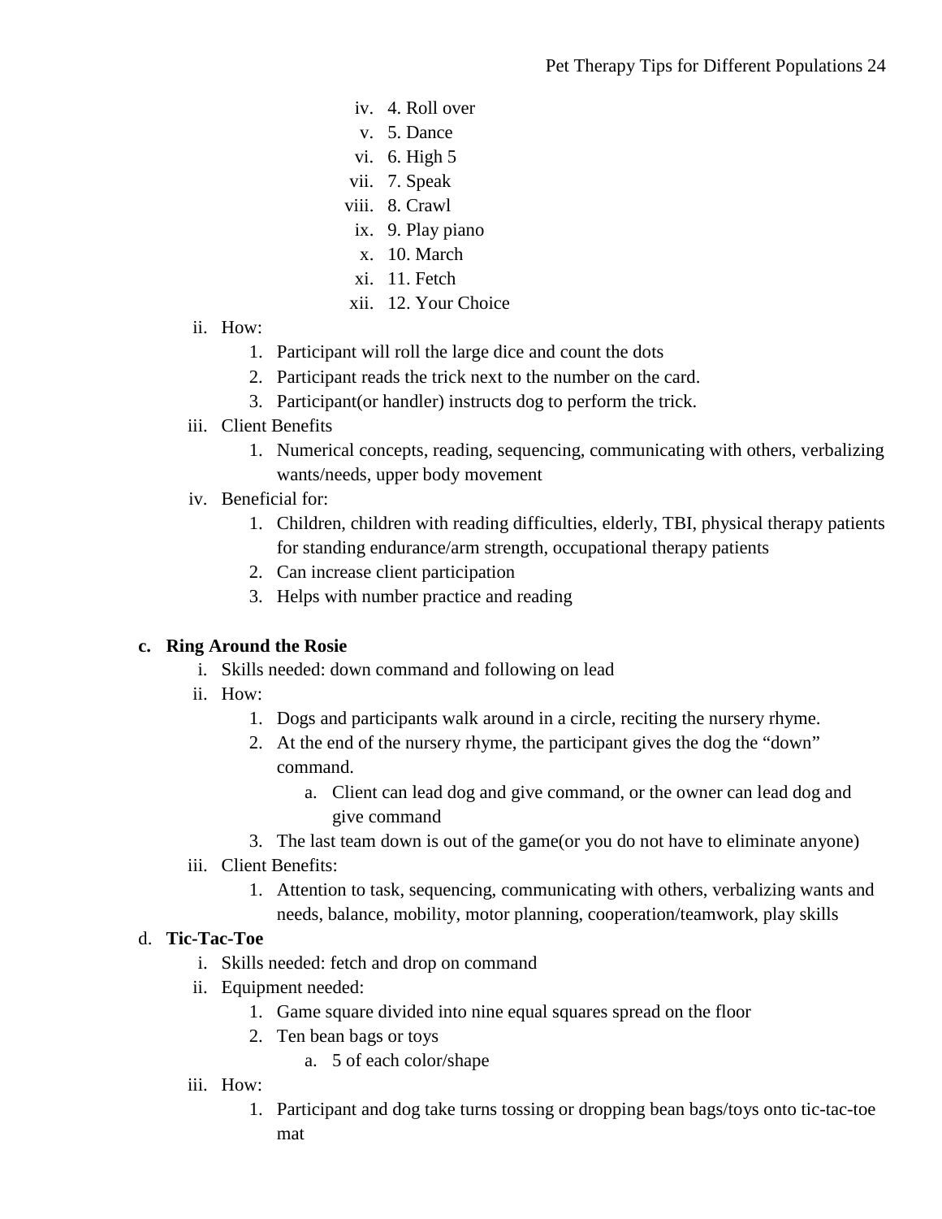iv. 4. Roll over
v. 5. Dance
vi. 6. High 5
vii. 7. Speak
viii. 8. Crawl
ix. 9. Play piano
x. 10. March
xi. 11. Fetch
xii. 12. Your Choice

ii. How:
1. Participant will roll the large dice and count the dots
2. Participant reads the trick next to the number on the card.
3. Participant(or handler) instructs dog to perform the trick.

iii. Client Benefits
1. Numerical concepts, reading, sequencing, communicating with others, verbalizing wants/needs, upper body movement

iv. Beneficial for:
1. Children, children with reading difficulties, elderly, TBI, physical therapy patients for standing endurance/arm strength, occupational therapy patients
2. Can increase client participation
3. Helps with number practice and reading

**c. Ring Around the Rosie**

i. Skills needed: down command and following on lead

ii. How:
1. Dogs and participants walk around in a circle, reciting the nursery rhyme.
2. At the end of the nursery rhyme, the participant gives the dog the "down" command.
    a. Client can lead dog and give command, or the owner can lead dog and give command
3. The last team down is out of the game(or you do not have to eliminate anyone)

iii. Client Benefits:
1. Attention to task, sequencing, communicating with others, verbalizing wants and needs, balance, mobility, motor planning, cooperation/teamwork, play skills

d. **Tic-Tac-Toe**

i. Skills needed: fetch and drop on command

ii. Equipment needed:
1. Game square divided into nine equal squares spread on the floor
2. Ten bean bags or toys
    a. 5 of each color/shape

iii. How:
1. Participant and dog take turns tossing or dropping bean bags/toys onto tic-tac-toe mat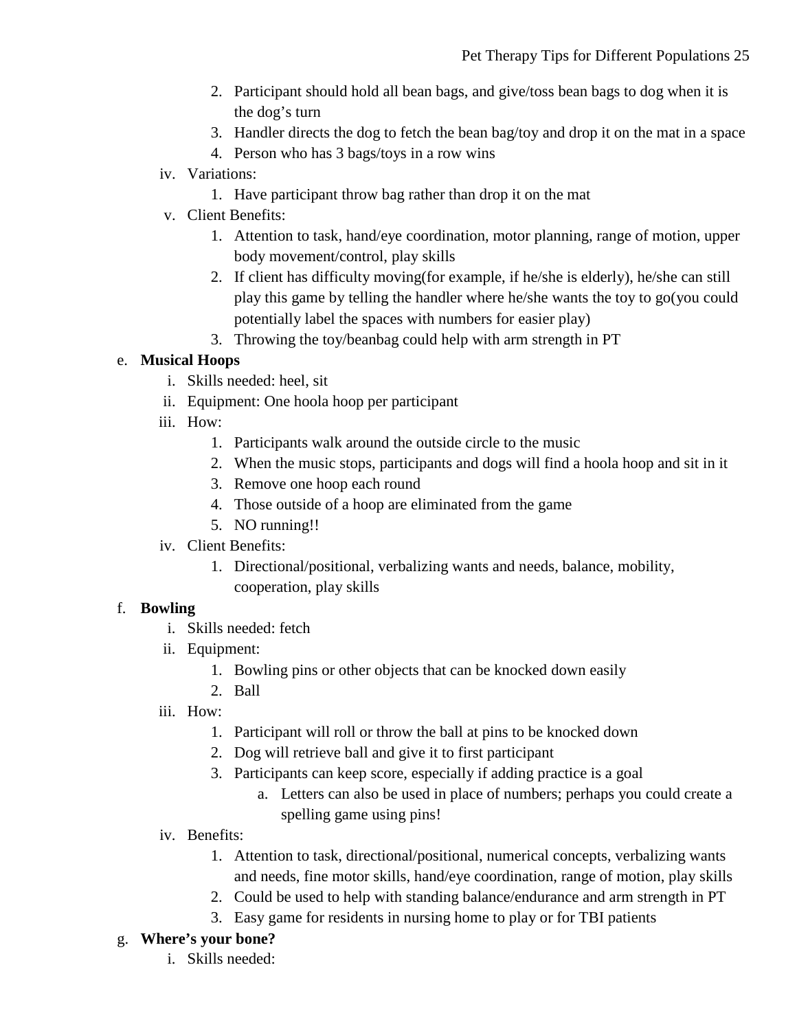2. Participant should hold all bean bags, and give/toss bean bags to dog when it is the dog's turn
   3. Handler directs the dog to fetch the bean bag/toy and drop it on the mat in a space
   4. Person who has 3 bags/toys in a row wins

   iv. Variations:
   1. Have participant throw bag rather than drop it on the mat

   v. Client Benefits:
   1. Attention to task, hand/eye coordination, motor planning, range of motion, upper body movement/control, play skills
   2. If client has difficulty moving(for example, if he/she is elderly), he/she can still play this game by telling the handler where he/she wants the toy to go(you could potentially label the spaces with numbers for easier play)
   3. Throwing the toy/beanbag could help with arm strength in PT

e. **Musical Hoops**

   i. Skills needed: heel, sit

   ii. Equipment: One hoola hoop per participant

   iii. How:
   1. Participants walk around the outside circle to the music
   2. When the music stops, participants and dogs will find a hoola hoop and sit in it
   3. Remove one hoop each round
   4. Those outside of a hoop are eliminated from the game
   5. NO running!!

   iv. Client Benefits:
   1. Directional/positional, verbalizing wants and needs, balance, mobility, cooperation, play skills

f. **Bowling**

   i. Skills needed: fetch

   ii. Equipment:
   1. Bowling pins or other objects that can be knocked down easily
   2. Ball

   iii. How:
   1. Participant will roll or throw the ball at pins to be knocked down
   2. Dog will retrieve ball and give it to first participant
   3. Participants can keep score, especially if adding practice is a goal
      a. Letters can also be used in place of numbers; perhaps you could create a spelling game using pins!

   iv. Benefits:
   1. Attention to task, directional/positional, numerical concepts, verbalizing wants and needs, fine motor skills, hand/eye coordination, range of motion, play skills
   2. Could be used to help with standing balance/endurance and arm strength in PT
   3. Easy game for residents in nursing home to play or for TBI patients

g. **Where's your bone?**

   i. Skills needed: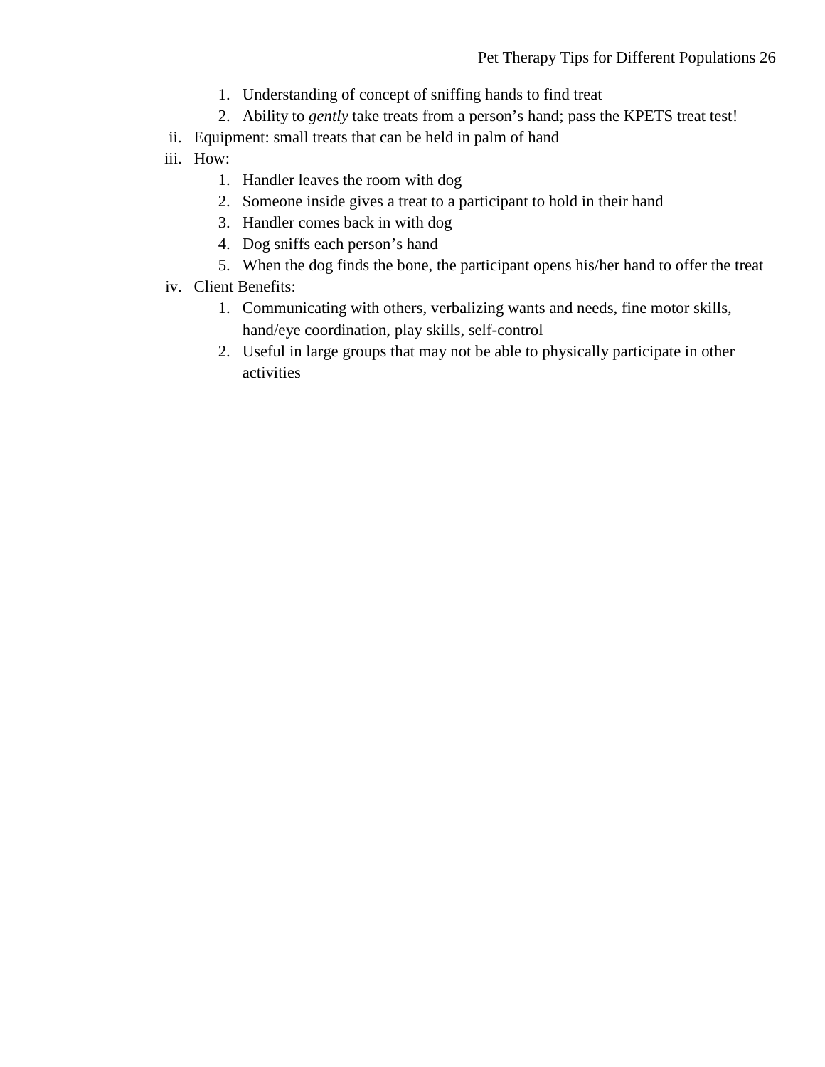1. Understanding of concept of sniffing hands to find treat
2. Ability to *gently* take treats from a person's hand; pass the KPETS treat test!

ii. Equipment: small treats that can be held in palm of hand

iii. How:

1. Handler leaves the room with dog
2. Someone inside gives a treat to a participant to hold in their hand
3. Handler comes back in with dog
4. Dog sniffs each person's hand
5. When the dog finds the bone, the participant opens his/her hand to offer the treat

iv. Client Benefits:

1. Communicating with others, verbalizing wants and needs, fine motor skills, hand/eye coordination, play skills, self-control
2. Useful in large groups that may not be able to physically participate in other activities